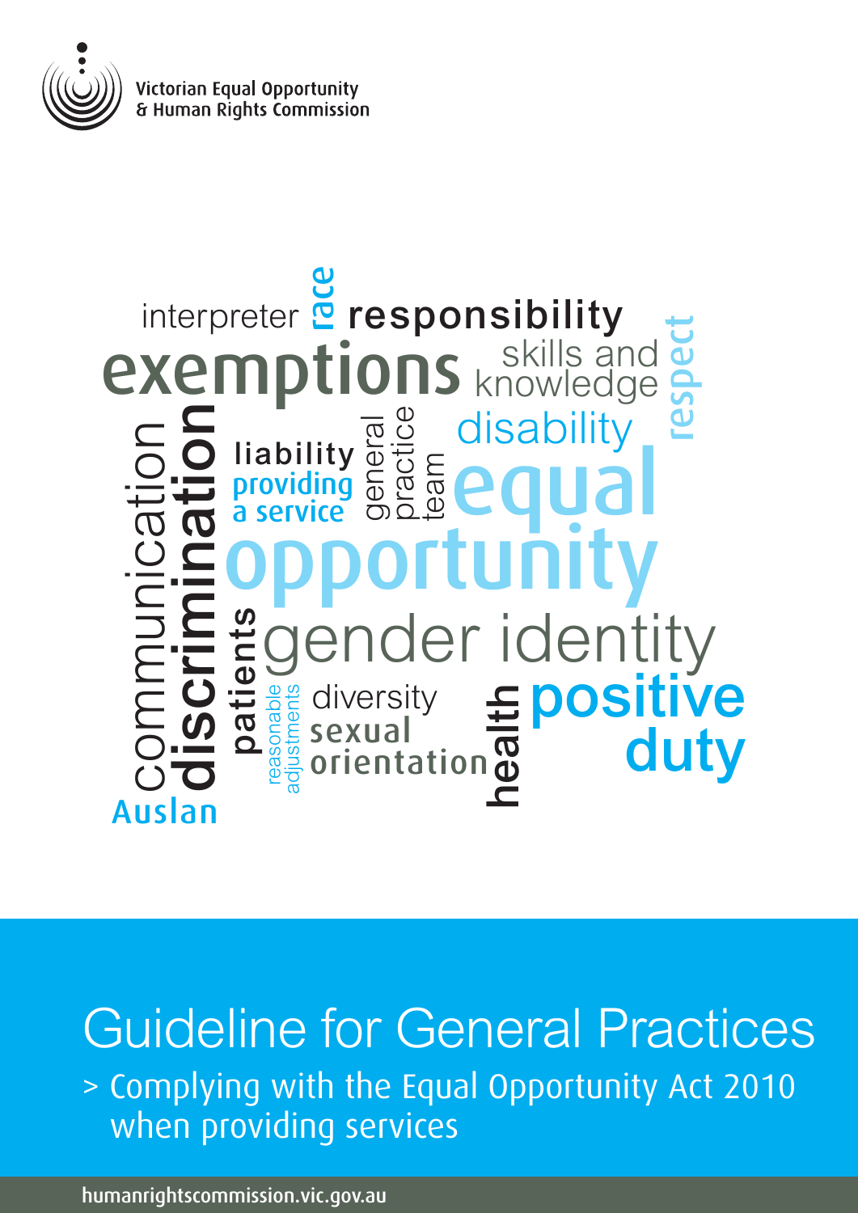Victorian Equal Opportunity & Human Rights Commission

interpreter race responsibility exemptions skills and knowledge respect communication discrimination liability providing a service general practice team disability equal opportunity patients gender identity reasonable adjustments diversity sexual orientation health positive duty Auslan

# Guideline for General Practices

## > Complying with the Equal Opportunity Act 2010 when providing services

humanrightscommission.vic.gov.au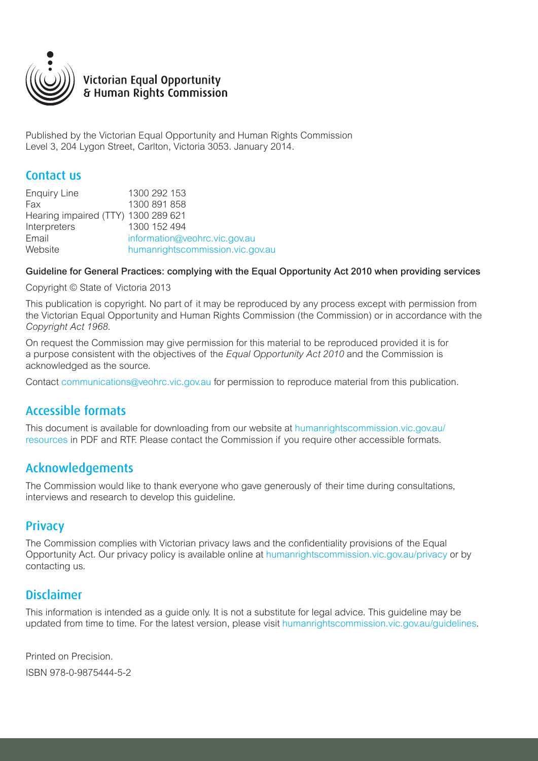Victorian Equal Opportunity & Human Rights Commission

Published by the Victorian Equal Opportunity and Human Rights Commission
Level 3, 204 Lygon Street, Carlton, Victoria 3053. January 2014.

## Contact us

| | |
|---|---|
| Enquiry Line | 1300 292 153 |
| Fax | 1300 891 858 |
| Hearing impaired (TTY) | 1300 289 621 |
| Interpreters | 1300 152 494 |
| Email | information@veohrc.vic.gov.au |
| Website | humanrightscommission.vic.gov.au |

**Guideline for General Practices: complying with the Equal Opportunity Act 2010 when providing services**

Copyright © State of Victoria 2013

This publication is copyright. No part of it may be reproduced by any process except with permission from the Victorian Equal Opportunity and Human Rights Commission (the Commission) or in accordance with the *Copyright Act 1968*.

On request the Commission may give permission for this material to be reproduced provided it is for a purpose consistent with the objectives of the *Equal Opportunity Act 2010* and the Commission is acknowledged as the source.

Contact communications@veohrc.vic.gov.au for permission to reproduce material from this publication.

## Accessible formats

This document is available for downloading from our website at humanrightscommission.vic.gov.au/resources in PDF and RTF. Please contact the Commission if you require other accessible formats.

## Acknowledgements

The Commission would like to thank everyone who gave generously of their time during consultations, interviews and research to develop this guideline.

## Privacy

The Commission complies with Victorian privacy laws and the confidentiality provisions of the Equal Opportunity Act. Our privacy policy is available online at humanrightscommission.vic.gov.au/privacy or by contacting us.

## Disclaimer

This information is intended as a guide only. It is not a substitute for legal advice. This guideline may be updated from time to time. For the latest version, please visit humanrightscommission.vic.gov.au/guidelines.

Printed on Precision.

ISBN 978-0-9875444-5-2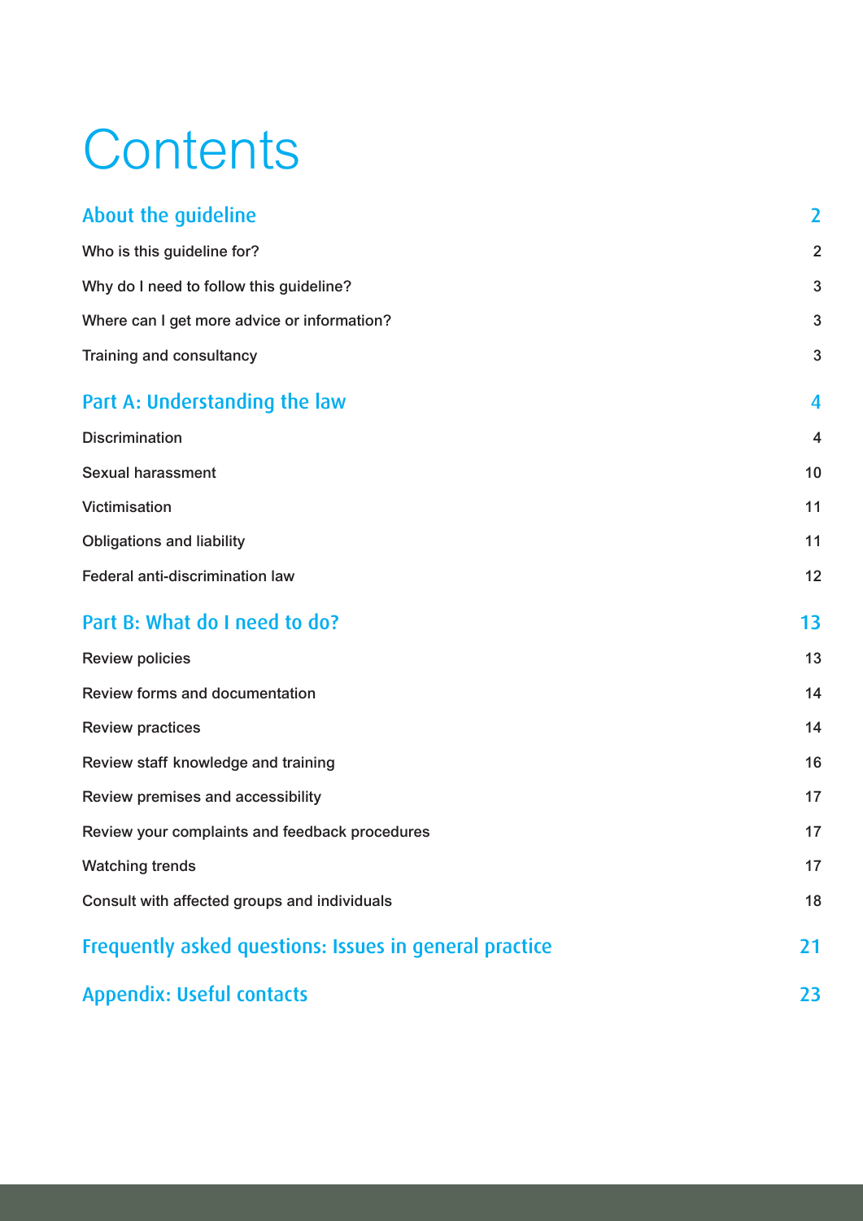# Contents

| | |
|---|---|
| **About the guideline** | **2** |
| Who is this guideline for? | 2 |
| Why do I need to follow this guideline? | 3 |
| Where can I get more advice or information? | 3 |
| Training and consultancy | 3 |
| **Part A: Understanding the law** | **4** |
| Discrimination | 4 |
| Sexual harassment | 10 |
| Victimisation | 11 |
| Obligations and liability | 11 |
| Federal anti-discrimination law | 12 |
| **Part B: What do I need to do?** | **13** |
| Review policies | 13 |
| Review forms and documentation | 14 |
| Review practices | 14 |
| Review staff knowledge and training | 16 |
| Review premises and accessibility | 17 |
| Review your complaints and feedback procedures | 17 |
| Watching trends | 17 |
| Consult with affected groups and individuals | 18 |
| **Frequently asked questions: Issues in general practice** | **21** |
| **Appendix: Useful contacts** | **23** |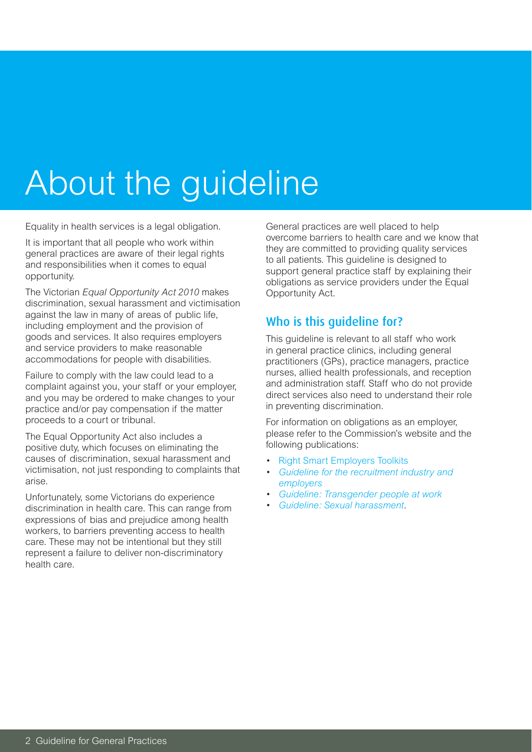# About the guideline

Equality in health services is a legal obligation.

It is important that all people who work within general practices are aware of their legal rights and responsibilities when it comes to equal opportunity.

The Victorian *Equal Opportunity Act 2010* makes discrimination, sexual harassment and victimisation against the law in many of areas of public life, including employment and the provision of goods and services. It also requires employers and service providers to make reasonable accommodations for people with disabilities.

Failure to comply with the law could lead to a complaint against you, your staff or your employer, and you may be ordered to make changes to your practice and/or pay compensation if the matter proceeds to a court or tribunal.

The Equal Opportunity Act also includes a positive duty, which focuses on eliminating the causes of discrimination, sexual harassment and victimisation, not just responding to complaints that arise.

Unfortunately, some Victorians do experience discrimination in health care. This can range from expressions of bias and prejudice among health workers, to barriers preventing access to health care. These may not be intentional but they still represent a failure to deliver non-discriminatory health care.

General practices are well placed to help overcome barriers to health care and we know that they are committed to providing quality services to all patients. This guideline is designed to support general practice staff by explaining their obligations as service providers under the Equal Opportunity Act.

## Who is this guideline for?

This guideline is relevant to all staff who work in general practice clinics, including general practitioners (GPs), practice managers, practice nurses, allied health professionals, and reception and administration staff. Staff who do not provide direct services also need to understand their role in preventing discrimination.

For information on obligations as an employer, please refer to the Commission's website and the following publications:

- Right Smart Employers Toolkits
- *Guideline for the recruitment industry and employers*
- *Guideline: Transgender people at work*
- *Guideline: Sexual harassment*.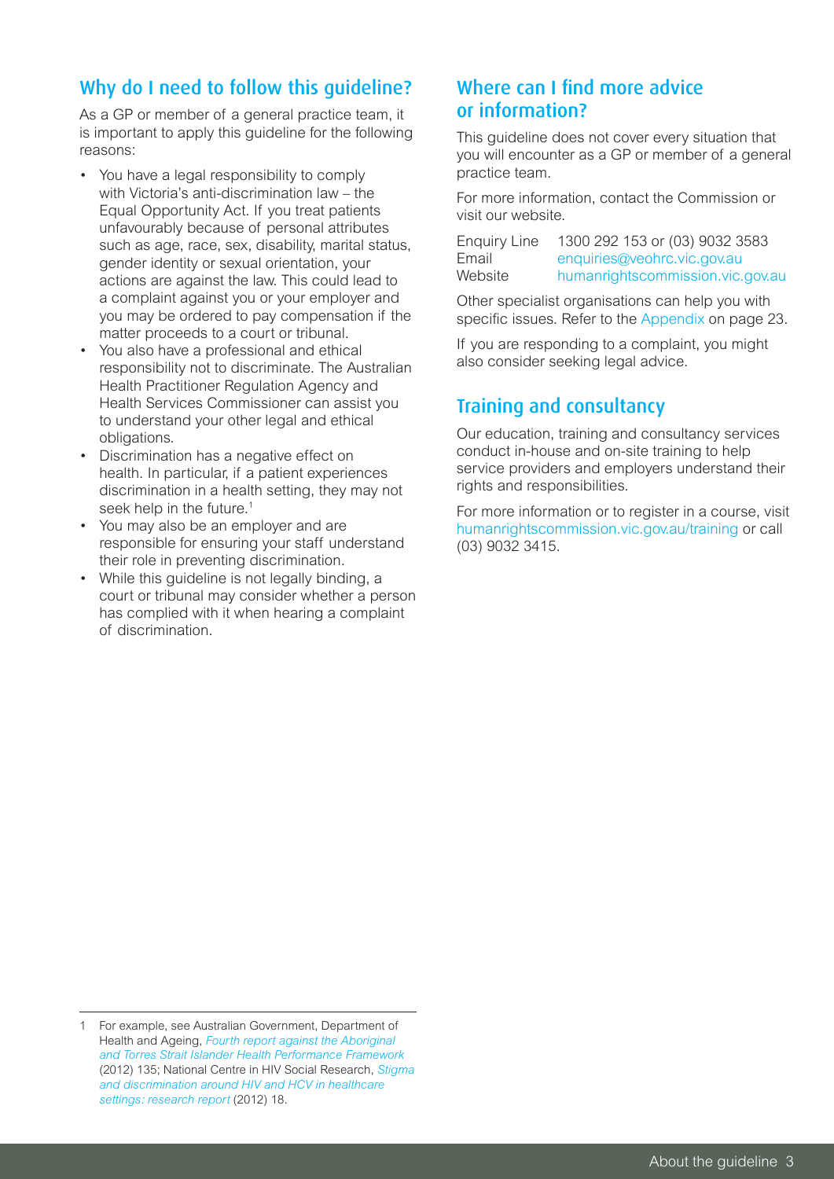## Why do I need to follow this guideline?

As a GP or member of a general practice team, it is important to apply this guideline for the following reasons:

- You have a legal responsibility to comply with Victoria's anti-discrimination law – the Equal Opportunity Act. If you treat patients unfavourably because of personal attributes such as age, race, sex, disability, marital status, gender identity or sexual orientation, your actions are against the law. This could lead to a complaint against you or your employer and you may be ordered to pay compensation if the matter proceeds to a court or tribunal.
- You also have a professional and ethical responsibility not to discriminate. The Australian Health Practitioner Regulation Agency and Health Services Commissioner can assist you to understand your other legal and ethical obligations.
- Discrimination has a negative effect on health. In particular, if a patient experiences discrimination in a health setting, they may not seek help in the future.[1]
- You may also be an employer and are responsible for ensuring your staff understand their role in preventing discrimination.
- While this guideline is not legally binding, a court or tribunal may consider whether a person has complied with it when hearing a complaint of discrimination.

## Where can I find more advice or information?

This guideline does not cover every situation that you will encounter as a GP or member of a general practice team.

For more information, contact the Commission or visit our website.

| | |
|---|---|
| Enquiry Line | 1300 292 153 or (03) 9032 3583 |
| Email | enquiries@veohrc.vic.gov.au |
| Website | humanrightscommission.vic.gov.au |

Other specialist organisations can help you with specific issues. Refer to the Appendix on page 23.

If you are responding to a complaint, you might also consider seeking legal advice.

## Training and consultancy

Our education, training and consultancy services conduct in-house and on-site training to help service providers and employers understand their rights and responsibilities.

For more information or to register in a course, visit humanrightscommission.vic.gov.au/training or call (03) 9032 3415.

---

1 For example, see Australian Government, Department of Health and Ageing, *Fourth report against the Aboriginal and Torres Strait Islander Health Performance Framework* (2012) 135; National Centre in HIV Social Research, *Stigma and discrimination around HIV and HCV in healthcare settings: research report* (2012) 18.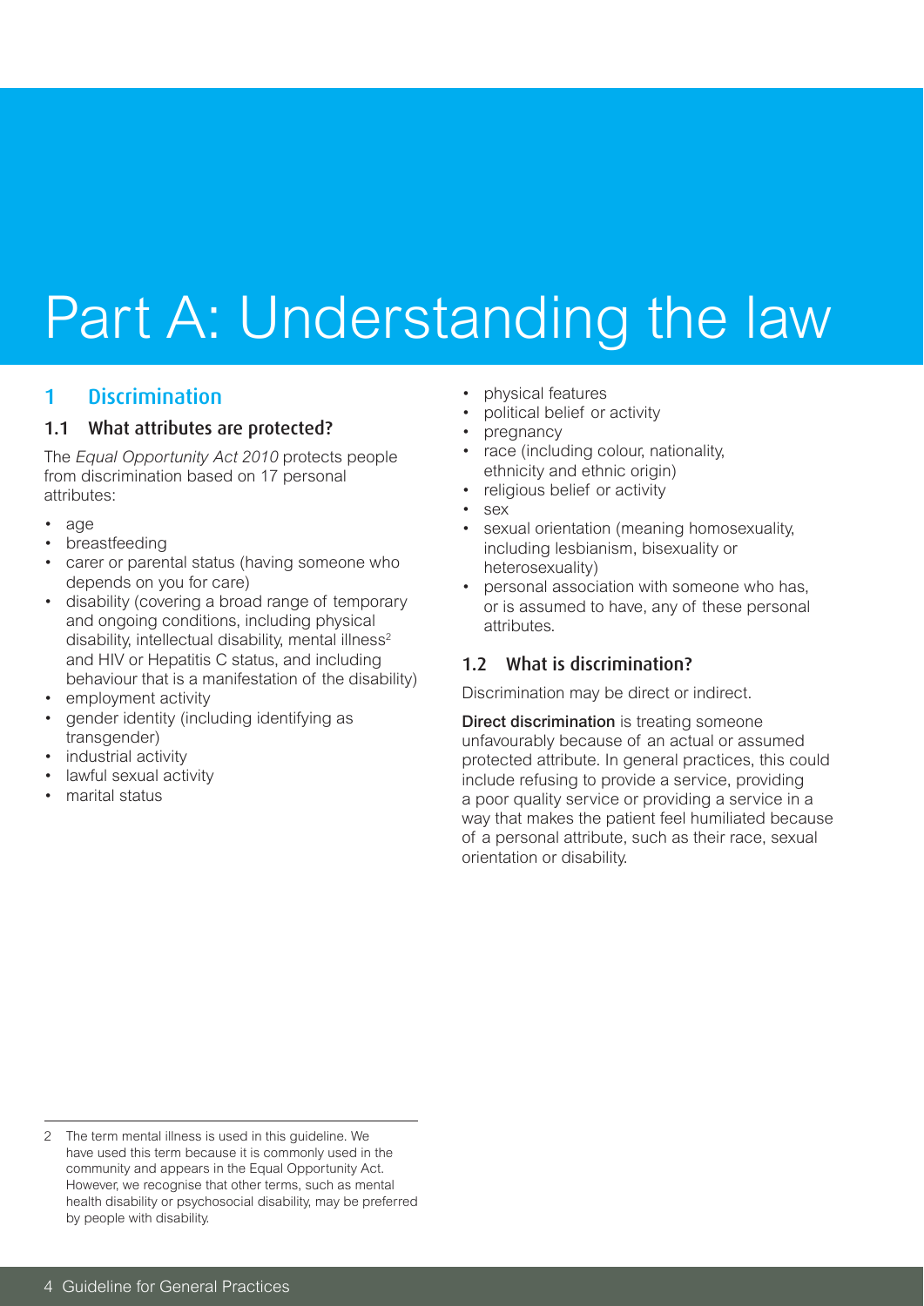# Part A: Understanding the law

## 1 Discrimination

### 1.1 What attributes are protected?

The *Equal Opportunity Act 2010* protects people from discrimination based on 17 personal attributes:

- age
- breastfeeding
- carer or parental status (having someone who depends on you for care)
- disability (covering a broad range of temporary and ongoing conditions, including physical disability, intellectual disability, mental illness[2] and HIV or Hepatitis C status, and including behaviour that is a manifestation of the disability)
- employment activity
- gender identity (including identifying as transgender)
- industrial activity
- lawful sexual activity
- marital status
- physical features
- political belief or activity
- pregnancy
- race (including colour, nationality, ethnicity and ethnic origin)
- religious belief or activity
- sex
- sexual orientation (meaning homosexuality, including lesbianism, bisexuality or heterosexuality)
- personal association with someone who has, or is assumed to have, any of these personal attributes.

### 1.2 What is discrimination?

Discrimination may be direct or indirect.

**Direct discrimination** is treating someone unfavourably because of an actual or assumed protected attribute. In general practices, this could include refusing to provide a service, providing a poor quality service or providing a service in a way that makes the patient feel humiliated because of a personal attribute, such as their race, sexual orientation or disability.

---

2 The term mental illness is used in this guideline. We have used this term because it is commonly used in the community and appears in the Equal Opportunity Act. However, we recognise that other terms, such as mental health disability or psychosocial disability, may be preferred by people with disability.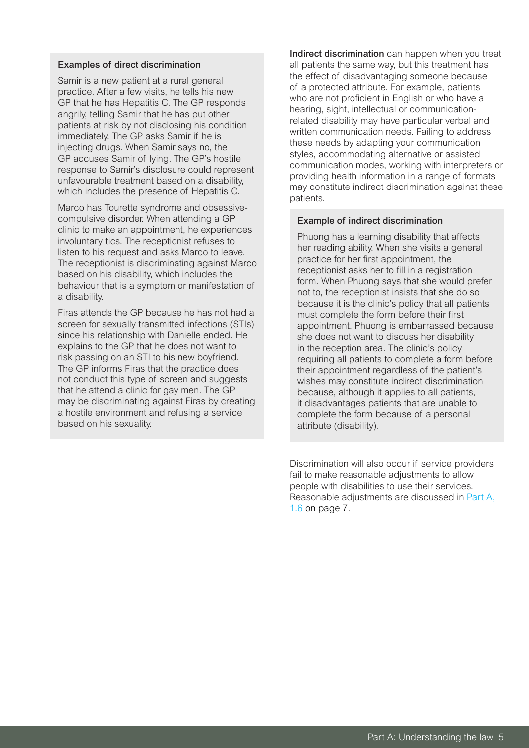#### Examples of direct discrimination

Samir is a new patient at a rural general practice. After a few visits, he tells his new GP that he has Hepatitis C. The GP responds angrily, telling Samir that he has put other patients at risk by not disclosing his condition immediately. The GP asks Samir if he is injecting drugs. When Samir says no, the GP accuses Samir of lying. The GP's hostile response to Samir's disclosure could represent unfavourable treatment based on a disability, which includes the presence of Hepatitis C.

Marco has Tourette syndrome and obsessive-compulsive disorder. When attending a GP clinic to make an appointment, he experiences involuntary tics. The receptionist refuses to listen to his request and asks Marco to leave. The receptionist is discriminating against Marco based on his disability, which includes the behaviour that is a symptom or manifestation of a disability.

Firas attends the GP because he has not had a screen for sexually transmitted infections (STIs) since his relationship with Danielle ended. He explains to the GP that he does not want to risk passing on an STI to his new boyfriend. The GP informs Firas that the practice does not conduct this type of screen and suggests that he attend a clinic for gay men. The GP may be discriminating against Firas by creating a hostile environment and refusing a service based on his sexuality.

**Indirect discrimination** can happen when you treat all patients the same way, but this treatment has the effect of disadvantaging someone because of a protected attribute. For example, patients who are not proficient in English or who have a hearing, sight, intellectual or communication-related disability may have particular verbal and written communication needs. Failing to address these needs by adapting your communication styles, accommodating alternative or assisted communication modes, working with interpreters or providing health information in a range of formats may constitute indirect discrimination against these patients.

#### Example of indirect discrimination

Phuong has a learning disability that affects her reading ability. When she visits a general practice for her first appointment, the receptionist asks her to fill in a registration form. When Phuong says that she would prefer not to, the receptionist insists that she do so because it is the clinic's policy that all patients must complete the form before their first appointment. Phuong is embarrassed because she does not want to discuss her disability in the reception area. The clinic's policy requiring all patients to complete a form before their appointment regardless of the patient's wishes may constitute indirect discrimination because, although it applies to all patients, it disadvantages patients that are unable to complete the form because of a personal attribute (disability).

Discrimination will also occur if service providers fail to make reasonable adjustments to allow people with disabilities to use their services. Reasonable adjustments are discussed in Part A, 1.6 on page 7.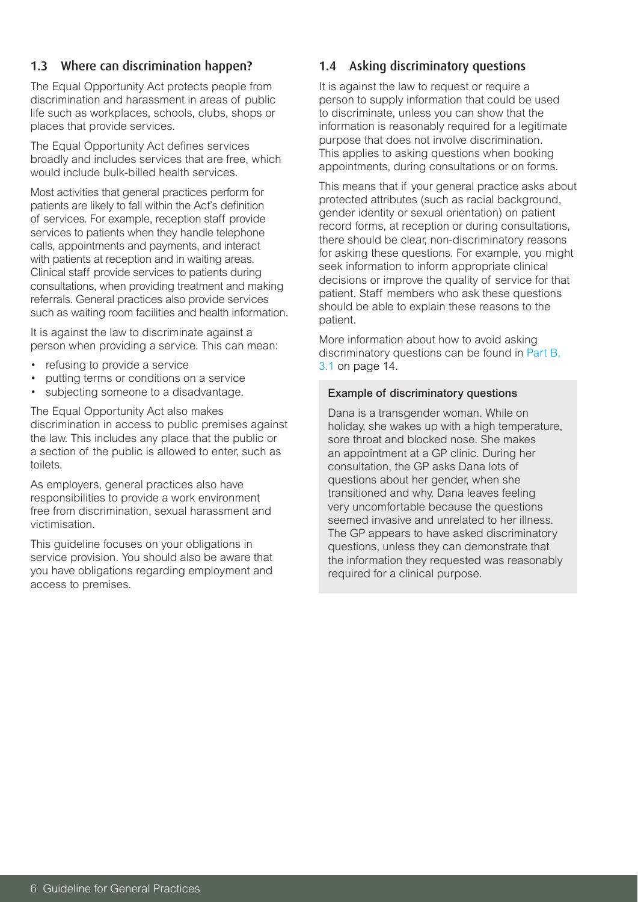## 1.3 Where can discrimination happen?

The Equal Opportunity Act protects people from discrimination and harassment in areas of public life such as workplaces, schools, clubs, shops or places that provide services.

The Equal Opportunity Act defines services broadly and includes services that are free, which would include bulk-billed health services.

Most activities that general practices perform for patients are likely to fall within the Act's definition of services. For example, reception staff provide services to patients when they handle telephone calls, appointments and payments, and interact with patients at reception and in waiting areas. Clinical staff provide services to patients during consultations, when providing treatment and making referrals. General practices also provide services such as waiting room facilities and health information.

It is against the law to discriminate against a person when providing a service. This can mean:

- refusing to provide a service
- putting terms or conditions on a service
- subjecting someone to a disadvantage.

The Equal Opportunity Act also makes discrimination in access to public premises against the law. This includes any place that the public or a section of the public is allowed to enter, such as toilets.

As employers, general practices also have responsibilities to provide a work environment free from discrimination, sexual harassment and victimisation.

This guideline focuses on your obligations in service provision. You should also be aware that you have obligations regarding employment and access to premises.

## 1.4 Asking discriminatory questions

It is against the law to request or require a person to supply information that could be used to discriminate, unless you can show that the information is reasonably required for a legitimate purpose that does not involve discrimination. This applies to asking questions when booking appointments, during consultations or on forms.

This means that if your general practice asks about protected attributes (such as racial background, gender identity or sexual orientation) on patient record forms, at reception or during consultations, there should be clear, non-discriminatory reasons for asking these questions. For example, you might seek information to inform appropriate clinical decisions or improve the quality of service for that patient. Staff members who ask these questions should be able to explain these reasons to the patient.

More information about how to avoid asking discriminatory questions can be found in Part B, 3.1 on page 14.

**Example of discriminatory questions**

Dana is a transgender woman. While on holiday, she wakes up with a high temperature, sore throat and blocked nose. She makes an appointment at a GP clinic. During her consultation, the GP asks Dana lots of questions about her gender, when she transitioned and why. Dana leaves feeling very uncomfortable because the questions seemed invasive and unrelated to her illness. The GP appears to have asked discriminatory questions, unless they can demonstrate that the information they requested was reasonably required for a clinical purpose.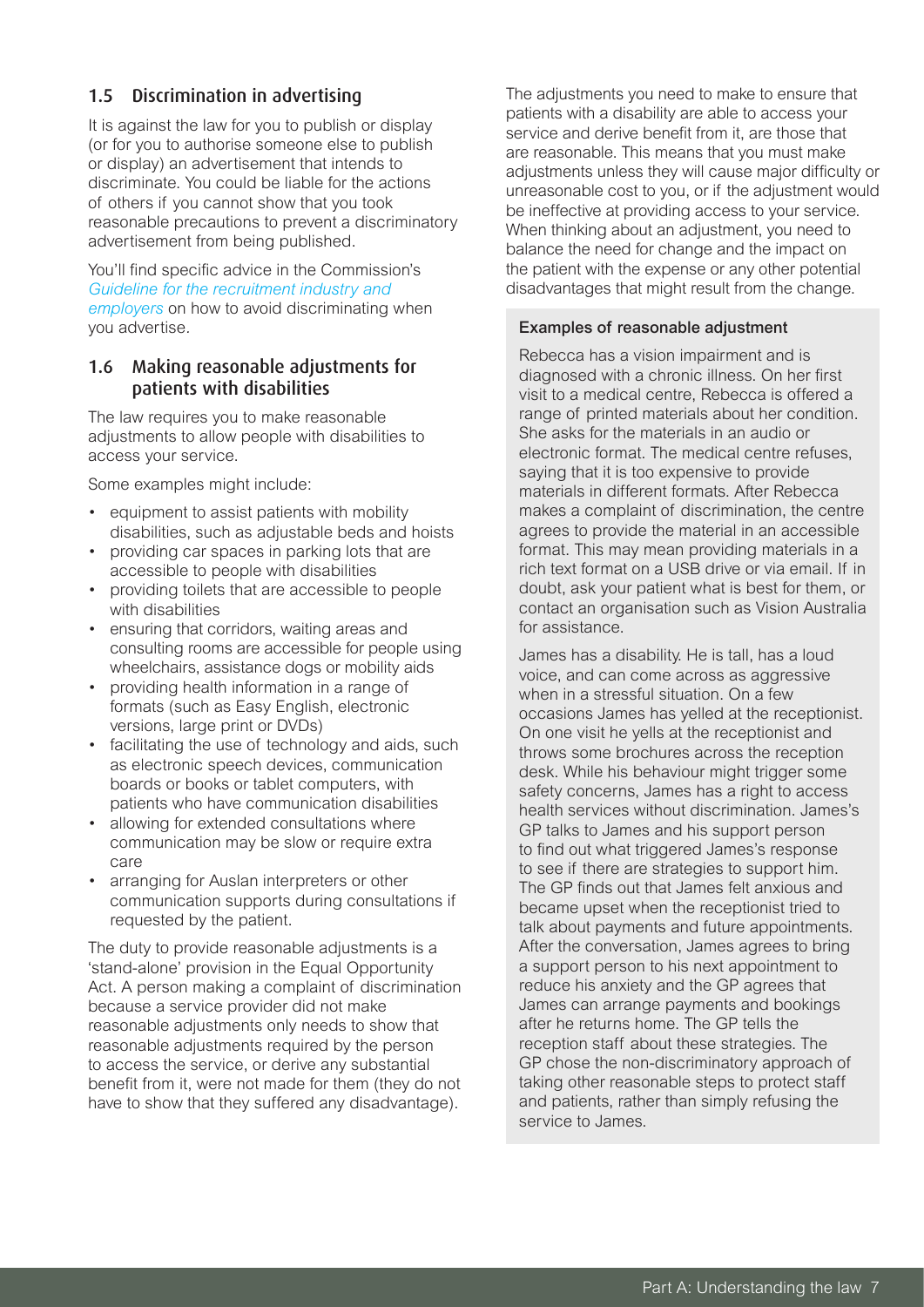## 1.5 Discrimination in advertising

It is against the law for you to publish or display (or for you to authorise someone else to publish or display) an advertisement that intends to discriminate. You could be liable for the actions of others if you cannot show that you took reasonable precautions to prevent a discriminatory advertisement from being published.

You'll find specific advice in the Commission's *Guideline for the recruitment industry and employers* on how to avoid discriminating when you advertise.

## 1.6 Making reasonable adjustments for patients with disabilities

The law requires you to make reasonable adjustments to allow people with disabilities to access your service.

Some examples might include:

- equipment to assist patients with mobility disabilities, such as adjustable beds and hoists
- providing car spaces in parking lots that are accessible to people with disabilities
- providing toilets that are accessible to people with disabilities
- ensuring that corridors, waiting areas and consulting rooms are accessible for people using wheelchairs, assistance dogs or mobility aids
- providing health information in a range of formats (such as Easy English, electronic versions, large print or DVDs)
- facilitating the use of technology and aids, such as electronic speech devices, communication boards or books or tablet computers, with patients who have communication disabilities
- allowing for extended consultations where communication may be slow or require extra care
- arranging for Auslan interpreters or other communication supports during consultations if requested by the patient.

The duty to provide reasonable adjustments is a 'stand-alone' provision in the Equal Opportunity Act. A person making a complaint of discrimination because a service provider did not make reasonable adjustments only needs to show that reasonable adjustments required by the person to access the service, or derive any substantial benefit from it, were not made for them (they do not have to show that they suffered any disadvantage).

The adjustments you need to make to ensure that patients with a disability are able to access your service and derive benefit from it, are those that are reasonable. This means that you must make adjustments unless they will cause major difficulty or unreasonable cost to you, or if the adjustment would be ineffective at providing access to your service. When thinking about an adjustment, you need to balance the need for change and the impact on the patient with the expense or any other potential disadvantages that might result from the change.

**Examples of reasonable adjustment**

Rebecca has a vision impairment and is diagnosed with a chronic illness. On her first visit to a medical centre, Rebecca is offered a range of printed materials about her condition. She asks for the materials in an audio or electronic format. The medical centre refuses, saying that it is too expensive to provide materials in different formats. After Rebecca makes a complaint of discrimination, the centre agrees to provide the material in an accessible format. This may mean providing materials in a rich text format on a USB drive or via email. If in doubt, ask your patient what is best for them, or contact an organisation such as Vision Australia for assistance.

James has a disability. He is tall, has a loud voice, and can come across as aggressive when in a stressful situation. On a few occasions James has yelled at the receptionist. On one visit he yells at the receptionist and throws some brochures across the reception desk. While his behaviour might trigger some safety concerns, James has a right to access health services without discrimination. James's GP talks to James and his support person to find out what triggered James's response to see if there are strategies to support him. The GP finds out that James felt anxious and became upset when the receptionist tried to talk about payments and future appointments. After the conversation, James agrees to bring a support person to his next appointment to reduce his anxiety and the GP agrees that James can arrange payments and bookings after he returns home. The GP tells the reception staff about these strategies. The GP chose the non-discriminatory approach of taking other reasonable steps to protect staff and patients, rather than simply refusing the service to James.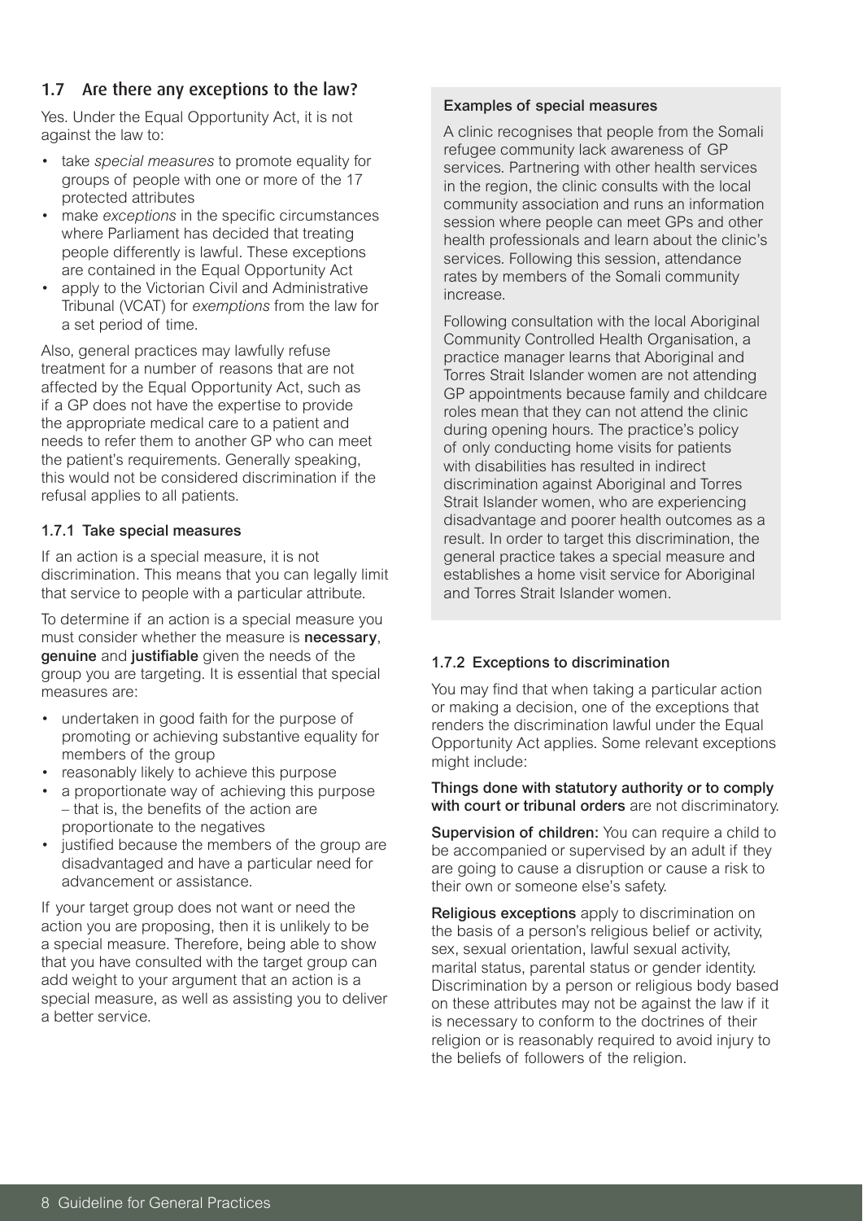## 1.7 Are there any exceptions to the law?

Yes. Under the Equal Opportunity Act, it is not against the law to:

- take *special measures* to promote equality for groups of people with one or more of the 17 protected attributes
- make *exceptions* in the specific circumstances where Parliament has decided that treating people differently is lawful. These exceptions are contained in the Equal Opportunity Act
- apply to the Victorian Civil and Administrative Tribunal (VCAT) for *exemptions* from the law for a set period of time.

Also, general practices may lawfully refuse treatment for a number of reasons that are not affected by the Equal Opportunity Act, such as if a GP does not have the expertise to provide the appropriate medical care to a patient and needs to refer them to another GP who can meet the patient's requirements. Generally speaking, this would not be considered discrimination if the refusal applies to all patients.

### 1.7.1 Take special measures

If an action is a special measure, it is not discrimination. This means that you can legally limit that service to people with a particular attribute.

To determine if an action is a special measure you must consider whether the measure is **necessary**, **genuine** and **justifiable** given the needs of the group you are targeting. It is essential that special measures are:

- undertaken in good faith for the purpose of promoting or achieving substantive equality for members of the group
- reasonably likely to achieve this purpose
- a proportionate way of achieving this purpose – that is, the benefits of the action are proportionate to the negatives
- justified because the members of the group are disadvantaged and have a particular need for advancement or assistance.

If your target group does not want or need the action you are proposing, then it is unlikely to be a special measure. Therefore, being able to show that you have consulted with the target group can add weight to your argument that an action is a special measure, as well as assisting you to deliver a better service.

**Examples of special measures**

A clinic recognises that people from the Somali refugee community lack awareness of GP services. Partnering with other health services in the region, the clinic consults with the local community association and runs an information session where people can meet GPs and other health professionals and learn about the clinic's services. Following this session, attendance rates by members of the Somali community increase.

Following consultation with the local Aboriginal Community Controlled Health Organisation, a practice manager learns that Aboriginal and Torres Strait Islander women are not attending GP appointments because family and childcare roles mean that they can not attend the clinic during opening hours. The practice's policy of only conducting home visits for patients with disabilities has resulted in indirect discrimination against Aboriginal and Torres Strait Islander women, who are experiencing disadvantage and poorer health outcomes as a result. In order to target this discrimination, the general practice takes a special measure and establishes a home visit service for Aboriginal and Torres Strait Islander women.

### 1.7.2 Exceptions to discrimination

You may find that when taking a particular action or making a decision, one of the exceptions that renders the discrimination lawful under the Equal Opportunity Act applies. Some relevant exceptions might include:

**Things done with statutory authority or to comply with court or tribunal orders** are not discriminatory.

**Supervision of children:** You can require a child to be accompanied or supervised by an adult if they are going to cause a disruption or cause a risk to their own or someone else's safety.

**Religious exceptions** apply to discrimination on the basis of a person's religious belief or activity, sex, sexual orientation, lawful sexual activity, marital status, parental status or gender identity. Discrimination by a person or religious body based on these attributes may not be against the law if it is necessary to conform to the doctrines of their religion or is reasonably required to avoid injury to the beliefs of followers of the religion.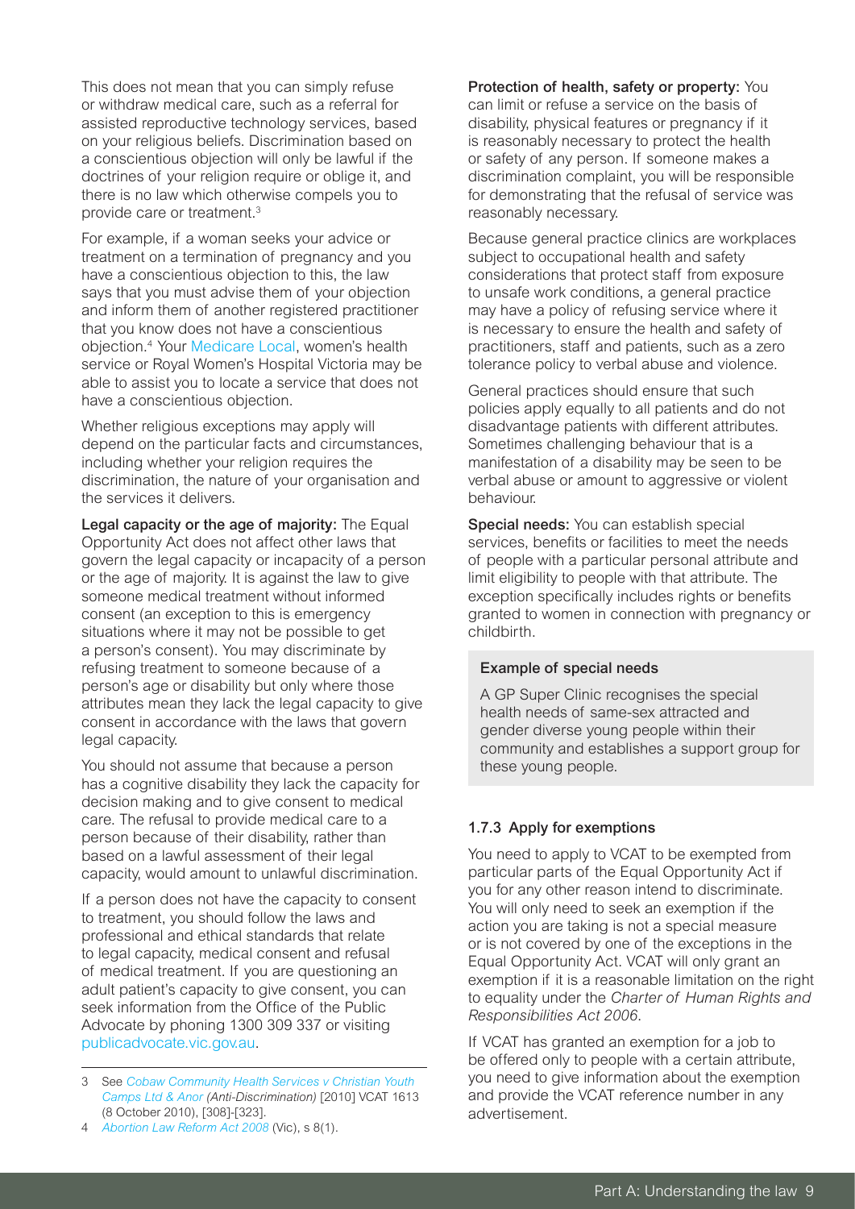This does not mean that you can simply refuse or withdraw medical care, such as a referral for assisted reproductive technology services, based on your religious beliefs. Discrimination based on a conscientious objection will only be lawful if the doctrines of your religion require or oblige it, and there is no law which otherwise compels you to provide care or treatment.[3]

For example, if a woman seeks your advice or treatment on a termination of pregnancy and you have a conscientious objection to this, the law says that you must advise them of your objection and inform them of another registered practitioner that you know does not have a conscientious objection.[4] Your Medicare Local, women's health service or Royal Women's Hospital Victoria may be able to assist you to locate a service that does not have a conscientious objection.

Whether religious exceptions may apply will depend on the particular facts and circumstances, including whether your religion requires the discrimination, the nature of your organisation and the services it delivers.

**Legal capacity or the age of majority:** The Equal Opportunity Act does not affect other laws that govern the legal capacity or incapacity of a person or the age of majority. It is against the law to give someone medical treatment without informed consent (an exception to this is emergency situations where it may not be possible to get a person's consent). You may discriminate by refusing treatment to someone because of a person's age or disability but only where those attributes mean they lack the legal capacity to give consent in accordance with the laws that govern legal capacity.

You should not assume that because a person has a cognitive disability they lack the capacity for decision making and to give consent to medical care. The refusal to provide medical care to a person because of their disability, rather than based on a lawful assessment of their legal capacity, would amount to unlawful discrimination.

If a person does not have the capacity to consent to treatment, you should follow the laws and professional and ethical standards that relate to legal capacity, medical consent and refusal of medical treatment. If you are questioning an adult patient's capacity to give consent, you can seek information from the Office of the Public Advocate by phoning 1300 309 337 or visiting publicadvocate.vic.gov.au.

**Protection of health, safety or property:** You can limit or refuse a service on the basis of disability, physical features or pregnancy if it is reasonably necessary to protect the health or safety of any person. If someone makes a discrimination complaint, you will be responsible for demonstrating that the refusal of service was reasonably necessary.

Because general practice clinics are workplaces subject to occupational health and safety considerations that protect staff from exposure to unsafe work conditions, a general practice may have a policy of refusing service where it is necessary to ensure the health and safety of practitioners, staff and patients, such as a zero tolerance policy to verbal abuse and violence.

General practices should ensure that such policies apply equally to all patients and do not disadvantage patients with different attributes. Sometimes challenging behaviour that is a manifestation of a disability may be seen to be verbal abuse or amount to aggressive or violent behaviour.

**Special needs:** You can establish special services, benefits or facilities to meet the needs of people with a particular personal attribute and limit eligibility to people with that attribute. The exception specifically includes rights or benefits granted to women in connection with pregnancy or childbirth.

> **Example of special needs**
>
> A GP Super Clinic recognises the special health needs of same-sex attracted and gender diverse young people within their community and establishes a support group for these young people.

### 1.7.3 Apply for exemptions

You need to apply to VCAT to be exempted from particular parts of the Equal Opportunity Act if you for any other reason intend to discriminate. You will only need to seek an exemption if the action you are taking is not a special measure or is not covered by one of the exceptions in the Equal Opportunity Act. VCAT will only grant an exemption if it is a reasonable limitation on the right to equality under the *Charter of Human Rights and Responsibilities Act 2006*.

If VCAT has granted an exemption for a job to be offered only to people with a certain attribute, you need to give information about the exemption and provide the VCAT reference number in any advertisement.

---

3 See *Cobaw Community Health Services v Christian Youth Camps Ltd & Anor (Anti-Discrimination)* [2010] VCAT 1613 (8 October 2010), [308]-[323].

4 *Abortion Law Reform Act 2008* (Vic), s 8(1).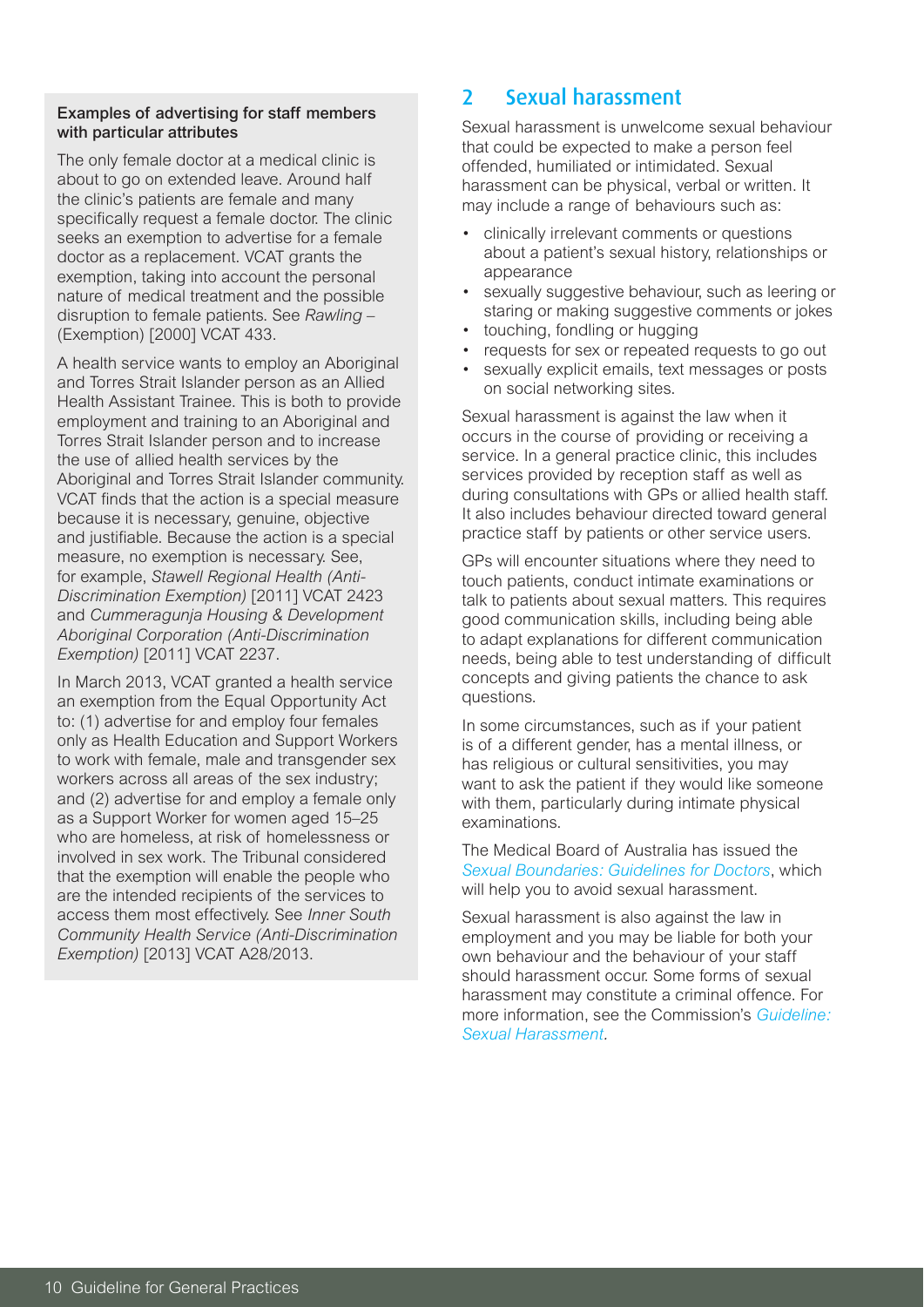**Examples of advertising for staff members with particular attributes**

The only female doctor at a medical clinic is about to go on extended leave. Around half the clinic's patients are female and many specifically request a female doctor. The clinic seeks an exemption to advertise for a female doctor as a replacement. VCAT grants the exemption, taking into account the personal nature of medical treatment and the possible disruption to female patients. See *Rawling* – (Exemption) [2000] VCAT 433.

A health service wants to employ an Aboriginal and Torres Strait Islander person as an Allied Health Assistant Trainee. This is both to provide employment and training to an Aboriginal and Torres Strait Islander person and to increase the use of allied health services by the Aboriginal and Torres Strait Islander community. VCAT finds that the action is a special measure because it is necessary, genuine, objective and justifiable. Because the action is a special measure, no exemption is necessary. See, for example, *Stawell Regional Health (Anti-Discrimination Exemption)* [2011] VCAT 2423 and *Cummeragunja Housing & Development Aboriginal Corporation (Anti-Discrimination Exemption)* [2011] VCAT 2237.

In March 2013, VCAT granted a health service an exemption from the Equal Opportunity Act to: (1) advertise for and employ four females only as Health Education and Support Workers to work with female, male and transgender sex workers across all areas of the sex industry; and (2) advertise for and employ a female only as a Support Worker for women aged 15–25 who are homeless, at risk of homelessness or involved in sex work. The Tribunal considered that the exemption will enable the people who are the intended recipients of the services to access them most effectively. See *Inner South Community Health Service (Anti-Discrimination Exemption)* [2013] VCAT A28/2013.

## 2 Sexual harassment

Sexual harassment is unwelcome sexual behaviour that could be expected to make a person feel offended, humiliated or intimidated. Sexual harassment can be physical, verbal or written. It may include a range of behaviours such as:

- clinically irrelevant comments or questions about a patient's sexual history, relationships or appearance
- sexually suggestive behaviour, such as leering or staring or making suggestive comments or jokes
- touching, fondling or hugging
- requests for sex or repeated requests to go out
- sexually explicit emails, text messages or posts on social networking sites.

Sexual harassment is against the law when it occurs in the course of providing or receiving a service. In a general practice clinic, this includes services provided by reception staff as well as during consultations with GPs or allied health staff. It also includes behaviour directed toward general practice staff by patients or other service users.

GPs will encounter situations where they need to touch patients, conduct intimate examinations or talk to patients about sexual matters. This requires good communication skills, including being able to adapt explanations for different communication needs, being able to test understanding of difficult concepts and giving patients the chance to ask questions.

In some circumstances, such as if your patient is of a different gender, has a mental illness, or has religious or cultural sensitivities, you may want to ask the patient if they would like someone with them, particularly during intimate physical examinations.

The Medical Board of Australia has issued the *Sexual Boundaries: Guidelines for Doctors*, which will help you to avoid sexual harassment.

Sexual harassment is also against the law in employment and you may be liable for both your own behaviour and the behaviour of your staff should harassment occur. Some forms of sexual harassment may constitute a criminal offence. For more information, see the Commission's *Guideline: Sexual Harassment*.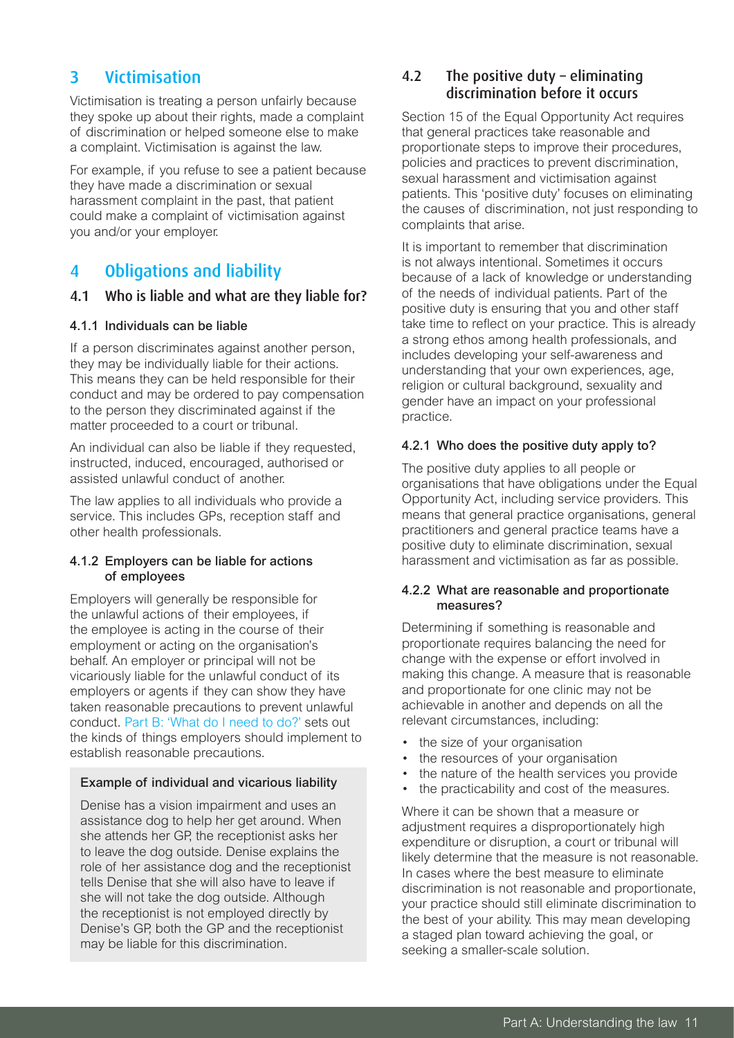## 3 Victimisation

Victimisation is treating a person unfairly because they spoke up about their rights, made a complaint of discrimination or helped someone else to make a complaint. Victimisation is against the law.

For example, if you refuse to see a patient because they have made a discrimination or sexual harassment complaint in the past, that patient could make a complaint of victimisation against you and/or your employer.

## 4 Obligations and liability

### 4.1 Who is liable and what are they liable for?

#### 4.1.1 Individuals can be liable

If a person discriminates against another person, they may be individually liable for their actions. This means they can be held responsible for their conduct and may be ordered to pay compensation to the person they discriminated against if the matter proceeded to a court or tribunal.

An individual can also be liable if they requested, instructed, induced, encouraged, authorised or assisted unlawful conduct of another.

The law applies to all individuals who provide a service. This includes GPs, reception staff and other health professionals.

#### 4.1.2 Employers can be liable for actions of employees

Employers will generally be responsible for the unlawful actions of their employees, if the employee is acting in the course of their employment or acting on the organisation's behalf. An employer or principal will not be vicariously liable for the unlawful conduct of its employers or agents if they can show they have taken reasonable precautions to prevent unlawful conduct. Part B: 'What do I need to do?' sets out the kinds of things employers should implement to establish reasonable precautions.

**Example of individual and vicarious liability**

Denise has a vision impairment and uses an assistance dog to help her get around. When she attends her GP, the receptionist asks her to leave the dog outside. Denise explains the role of her assistance dog and the receptionist tells Denise that she will also have to leave if she will not take the dog outside. Although the receptionist is not employed directly by Denise's GP, both the GP and the receptionist may be liable for this discrimination.

### 4.2 The positive duty – eliminating discrimination before it occurs

Section 15 of the Equal Opportunity Act requires that general practices take reasonable and proportionate steps to improve their procedures, policies and practices to prevent discrimination, sexual harassment and victimisation against patients. This 'positive duty' focuses on eliminating the causes of discrimination, not just responding to complaints that arise.

It is important to remember that discrimination is not always intentional. Sometimes it occurs because of a lack of knowledge or understanding of the needs of individual patients. Part of the positive duty is ensuring that you and other staff take time to reflect on your practice. This is already a strong ethos among health professionals, and includes developing your self-awareness and understanding that your own experiences, age, religion or cultural background, sexuality and gender have an impact on your professional practice.

#### 4.2.1 Who does the positive duty apply to?

The positive duty applies to all people or organisations that have obligations under the Equal Opportunity Act, including service providers. This means that general practice organisations, general practitioners and general practice teams have a positive duty to eliminate discrimination, sexual harassment and victimisation as far as possible.

#### 4.2.2 What are reasonable and proportionate measures?

Determining if something is reasonable and proportionate requires balancing the need for change with the expense or effort involved in making this change. A measure that is reasonable and proportionate for one clinic may not be achievable in another and depends on all the relevant circumstances, including:

- the size of your organisation
- the resources of your organisation
- the nature of the health services you provide
- the practicability and cost of the measures.

Where it can be shown that a measure or adjustment requires a disproportionately high expenditure or disruption, a court or tribunal will likely determine that the measure is not reasonable. In cases where the best measure to eliminate discrimination is not reasonable and proportionate, your practice should still eliminate discrimination to the best of your ability. This may mean developing a staged plan toward achieving the goal, or seeking a smaller-scale solution.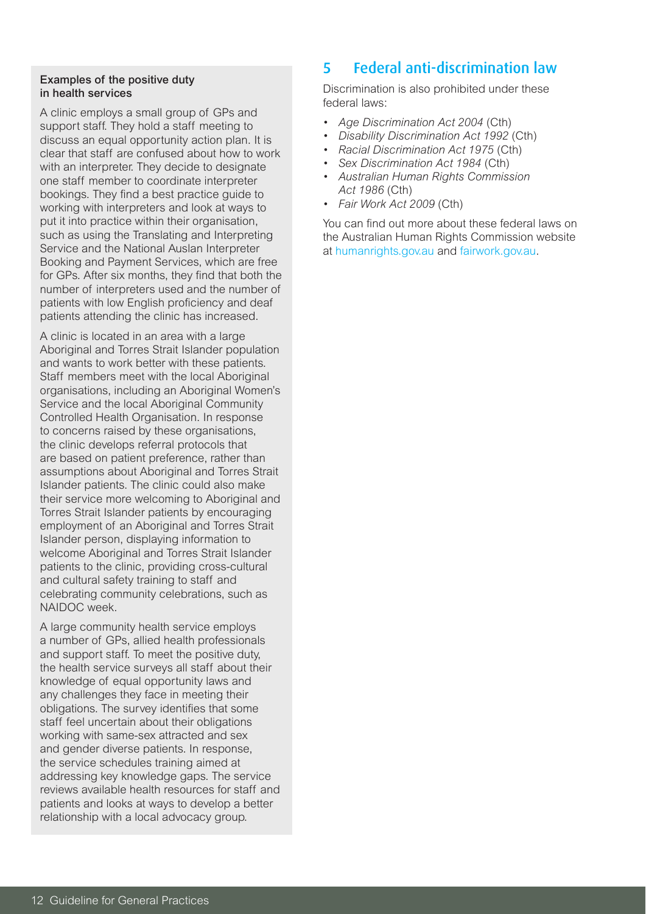**Examples of the positive duty in health services**

A clinic employs a small group of GPs and support staff. They hold a staff meeting to discuss an equal opportunity action plan. It is clear that staff are confused about how to work with an interpreter. They decide to designate one staff member to coordinate interpreter bookings. They find a best practice guide to working with interpreters and look at ways to put it into practice within their organisation, such as using the Translating and Interpreting Service and the National Auslan Interpreter Booking and Payment Services, which are free for GPs. After six months, they find that both the number of interpreters used and the number of patients with low English proficiency and deaf patients attending the clinic has increased.

A clinic is located in an area with a large Aboriginal and Torres Strait Islander population and wants to work better with these patients. Staff members meet with the local Aboriginal organisations, including an Aboriginal Women's Service and the local Aboriginal Community Controlled Health Organisation. In response to concerns raised by these organisations, the clinic develops referral protocols that are based on patient preference, rather than assumptions about Aboriginal and Torres Strait Islander patients. The clinic could also make their service more welcoming to Aboriginal and Torres Strait Islander patients by encouraging employment of an Aboriginal and Torres Strait Islander person, displaying information to welcome Aboriginal and Torres Strait Islander patients to the clinic, providing cross-cultural and cultural safety training to staff and celebrating community celebrations, such as NAIDOC week.

A large community health service employs a number of GPs, allied health professionals and support staff. To meet the positive duty, the health service surveys all staff about their knowledge of equal opportunity laws and any challenges they face in meeting their obligations. The survey identifies that some staff feel uncertain about their obligations working with same-sex attracted and sex and gender diverse patients. In response, the service schedules training aimed at addressing key knowledge gaps. The service reviews available health resources for staff and patients and looks at ways to develop a better relationship with a local advocacy group.

## 5 Federal anti-discrimination law

Discrimination is also prohibited under these federal laws:

- *Age Discrimination Act 2004* (Cth)
- *Disability Discrimination Act 1992* (Cth)
- *Racial Discrimination Act 1975* (Cth)
- *Sex Discrimination Act 1984* (Cth)
- *Australian Human Rights Commission Act 1986* (Cth)
- *Fair Work Act 2009* (Cth)

You can find out more about these federal laws on the Australian Human Rights Commission website at humanrights.gov.au and fairwork.gov.au.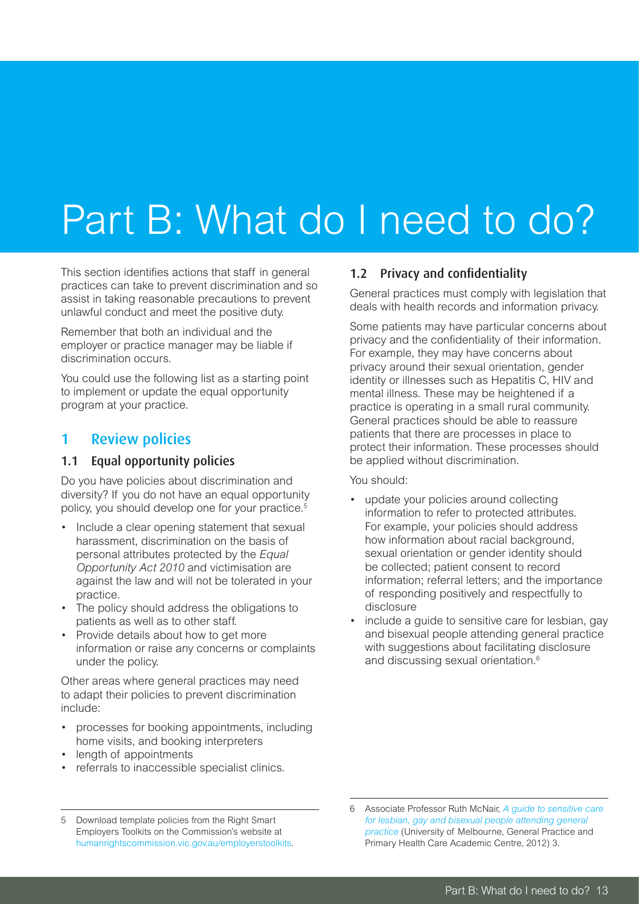# Part B: What do I need to do?

This section identifies actions that staff in general practices can take to prevent discrimination and so assist in taking reasonable precautions to prevent unlawful conduct and meet the positive duty.

Remember that both an individual and the employer or practice manager may be liable if discrimination occurs.

You could use the following list as a starting point to implement or update the equal opportunity program at your practice.

## 1 Review policies

### 1.1 Equal opportunity policies

Do you have policies about discrimination and diversity? If you do not have an equal opportunity policy, you should develop one for your practice.[5]

- Include a clear opening statement that sexual harassment, discrimination on the basis of personal attributes protected by the *Equal Opportunity Act 2010* and victimisation are against the law and will not be tolerated in your practice.
- The policy should address the obligations to patients as well as to other staff.
- Provide details about how to get more information or raise any concerns or complaints under the policy.

Other areas where general practices may need to adapt their policies to prevent discrimination include:

- processes for booking appointments, including home visits, and booking interpreters
- length of appointments
- referrals to inaccessible specialist clinics.

### 1.2 Privacy and confidentiality

General practices must comply with legislation that deals with health records and information privacy.

Some patients may have particular concerns about privacy and the confidentiality of their information. For example, they may have concerns about privacy around their sexual orientation, gender identity or illnesses such as Hepatitis C, HIV and mental illness. These may be heightened if a practice is operating in a small rural community. General practices should be able to reassure patients that there are processes in place to protect their information. These processes should be applied without discrimination.

You should:

- update your policies around collecting information to refer to protected attributes. For example, your policies should address how information about racial background, sexual orientation or gender identity should be collected; patient consent to record information; referral letters; and the importance of responding positively and respectfully to disclosure
- include a guide to sensitive care for lesbian, gay and bisexual people attending general practice with suggestions about facilitating disclosure and discussing sexual orientation.[6]

---

5 Download template policies from the Right Smart Employers Toolkits on the Commission's website at humanrightscommission.vic.gov.au/employerstoolkits.

6 Associate Professor Ruth McNair, *A guide to sensitive care for lesbian, gay and bisexual people attending general practice* (University of Melbourne, General Practice and Primary Health Care Academic Centre, 2012) 3.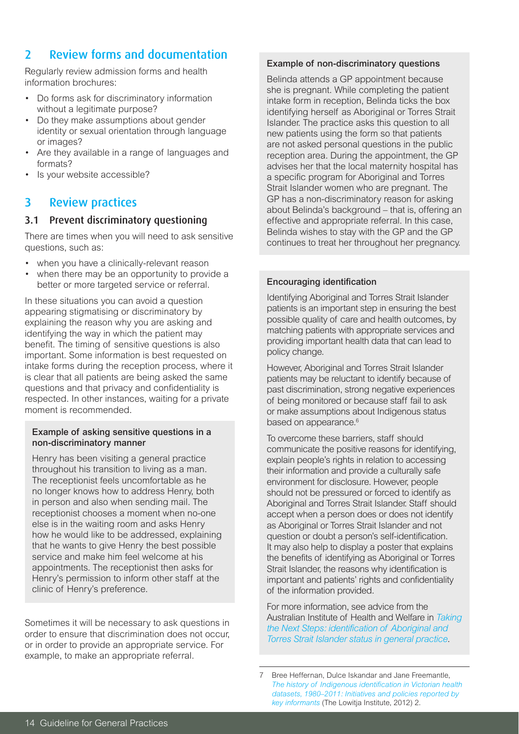## 2 Review forms and documentation

Regularly review admission forms and health information brochures:

- Do forms ask for discriminatory information without a legitimate purpose?
- Do they make assumptions about gender identity or sexual orientation through language or images?
- Are they available in a range of languages and formats?
- Is your website accessible?

## 3 Review practices

### 3.1 Prevent discriminatory questioning

There are times when you will need to ask sensitive questions, such as:

- when you have a clinically-relevant reason
- when there may be an opportunity to provide a better or more targeted service or referral.

In these situations you can avoid a question appearing stigmatising or discriminatory by explaining the reason why you are asking and identifying the way in which the patient may benefit. The timing of sensitive questions is also important. Some information is best requested on intake forms during the reception process, where it is clear that all patients are being asked the same questions and that privacy and confidentiality is respected. In other instances, waiting for a private moment is recommended.

**Example of asking sensitive questions in a non-discriminatory manner**

Henry has been visiting a general practice throughout his transition to living as a man. The receptionist feels uncomfortable as he no longer knows how to address Henry, both in person and also when sending mail. The receptionist chooses a moment when no-one else is in the waiting room and asks Henry how he would like to be addressed, explaining that he wants to give Henry the best possible service and make him feel welcome at his appointments. The receptionist then asks for Henry's permission to inform other staff at the clinic of Henry's preference.

Sometimes it will be necessary to ask questions in order to ensure that discrimination does not occur, or in order to provide an appropriate service. For example, to make an appropriate referral.

**Example of non-discriminatory questions**

Belinda attends a GP appointment because she is pregnant. While completing the patient intake form in reception, Belinda ticks the box identifying herself as Aboriginal or Torres Strait Islander. The practice asks this question to all new patients using the form so that patients are not asked personal questions in the public reception area. During the appointment, the GP advises her that the local maternity hospital has a specific program for Aboriginal and Torres Strait Islander women who are pregnant. The GP has a non-discriminatory reason for asking about Belinda's background – that is, offering an effective and appropriate referral. In this case, Belinda wishes to stay with the GP and the GP continues to treat her throughout her pregnancy.

**Encouraging identification**

Identifying Aboriginal and Torres Strait Islander patients is an important step in ensuring the best possible quality of care and health outcomes, by matching patients with appropriate services and providing important health data that can lead to policy change.

However, Aboriginal and Torres Strait Islander patients may be reluctant to identify because of past discrimination, strong negative experiences of being monitored or because staff fail to ask or make assumptions about Indigenous status based on appearance.[6]

To overcome these barriers, staff should communicate the positive reasons for identifying, explain people's rights in relation to accessing their information and provide a culturally safe environment for disclosure. However, people should not be pressured or forced to identify as Aboriginal and Torres Strait Islander. Staff should accept when a person does or does not identify as Aboriginal or Torres Strait Islander and not question or doubt a person's self-identification. It may also help to display a poster that explains the benefits of identifying as Aboriginal or Torres Strait Islander, the reasons why identification is important and patients' rights and confidentiality of the information provided.

For more information, see advice from the Australian Institute of Health and Welfare in *Taking the Next Steps: identification of Aboriginal and Torres Strait Islander status in general practice*.

7 Bree Heffernan, Dulce Iskandar and Jane Freemantle, *The history of Indigenous identification in Victorian health datasets, 1980–2011: Initiatives and policies reported by key informants* (The Lowitja Institute, 2012) 2.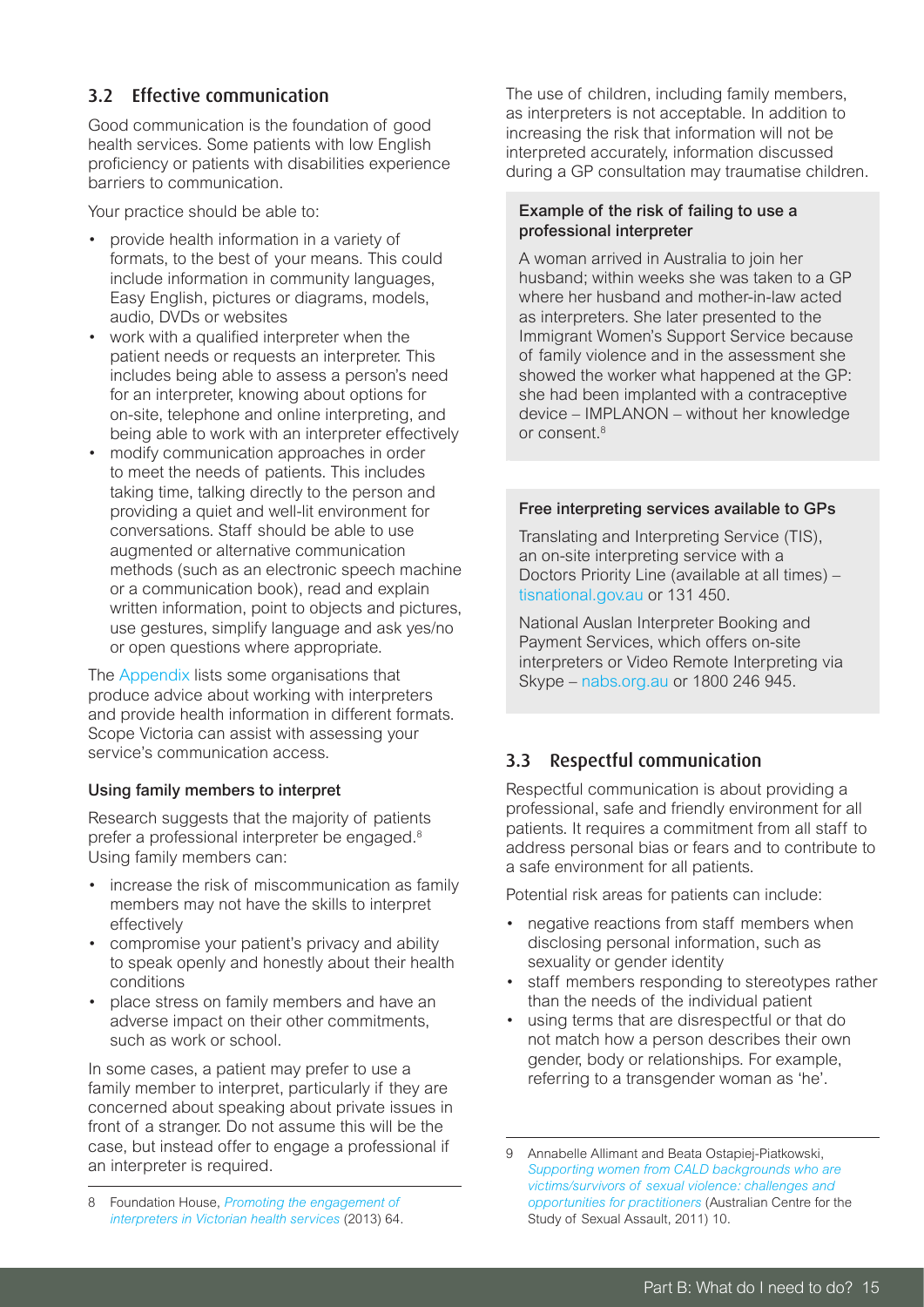## 3.2 Effective communication

Good communication is the foundation of good health services. Some patients with low English proficiency or patients with disabilities experience barriers to communication.

Your practice should be able to:

- provide health information in a variety of formats, to the best of your means. This could include information in community languages, Easy English, pictures or diagrams, models, audio, DVDs or websites
- work with a qualified interpreter when the patient needs or requests an interpreter. This includes being able to assess a person's need for an interpreter, knowing about options for on-site, telephone and online interpreting, and being able to work with an interpreter effectively
- modify communication approaches in order to meet the needs of patients. This includes taking time, talking directly to the person and providing a quiet and well-lit environment for conversations. Staff should be able to use augmented or alternative communication methods (such as an electronic speech machine or a communication book), read and explain written information, point to objects and pictures, use gestures, simplify language and ask yes/no or open questions where appropriate.

The Appendix lists some organisations that produce advice about working with interpreters and provide health information in different formats. Scope Victoria can assist with assessing your service's communication access.

### Using family members to interpret

Research suggests that the majority of patients prefer a professional interpreter be engaged.[8] Using family members can:

- increase the risk of miscommunication as family members may not have the skills to interpret effectively
- compromise your patient's privacy and ability to speak openly and honestly about their health conditions
- place stress on family members and have an adverse impact on their other commitments, such as work or school.

In some cases, a patient may prefer to use a family member to interpret, particularly if they are concerned about speaking about private issues in front of a stranger. Do not assume this will be the case, but instead offer to engage a professional if an interpreter is required.

The use of children, including family members, as interpreters is not acceptable. In addition to increasing the risk that information will not be interpreted accurately, information discussed during a GP consultation may traumatise children.

> **Example of the risk of failing to use a professional interpreter**
>
> A woman arrived in Australia to join her husband; within weeks she was taken to a GP where her husband and mother-in-law acted as interpreters. She later presented to the Immigrant Women's Support Service because of family violence and in the assessment she showed the worker what happened at the GP: she had been implanted with a contraceptive device – IMPLANON – without her knowledge or consent.[8]

> **Free interpreting services available to GPs**
>
> Translating and Interpreting Service (TIS), an on-site interpreting service with a Doctors Priority Line (available at all times) – tisnational.gov.au or 131 450.
>
> National Auslan Interpreter Booking and Payment Services, which offers on-site interpreters or Video Remote Interpreting via Skype – nabs.org.au or 1800 246 945.

## 3.3 Respectful communication

Respectful communication is about providing a professional, safe and friendly environment for all patients. It requires a commitment from all staff to address personal bias or fears and to contribute to a safe environment for all patients.

Potential risk areas for patients can include:

- negative reactions from staff members when disclosing personal information, such as sexuality or gender identity
- staff members responding to stereotypes rather than the needs of the individual patient
- using terms that are disrespectful or that do not match how a person describes their own gender, body or relationships. For example, referring to a transgender woman as 'he'.

---

8 Foundation House, *Promoting the engagement of interpreters in Victorian health services* (2013) 64.

9 Annabelle Allimant and Beata Ostapiej-Piatkowski, *Supporting women from CALD backgrounds who are victims/survivors of sexual violence: challenges and opportunities for practitioners* (Australian Centre for the Study of Sexual Assault, 2011) 10.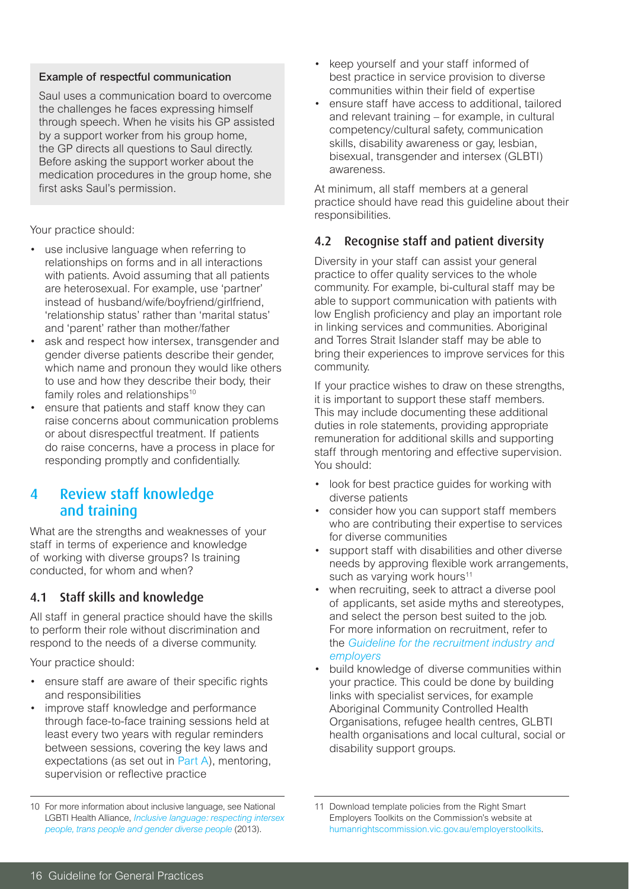**Example of respectful communication**

Saul uses a communication board to overcome the challenges he faces expressing himself through speech. When he visits his GP assisted by a support worker from his group home, the GP directs all questions to Saul directly. Before asking the support worker about the medication procedures in the group home, she first asks Saul's permission.

Your practice should:

- use inclusive language when referring to relationships on forms and in all interactions with patients. Avoid assuming that all patients are heterosexual. For example, use 'partner' instead of husband/wife/boyfriend/girlfriend, 'relationship status' rather than 'marital status' and 'parent' rather than mother/father
- ask and respect how intersex, transgender and gender diverse patients describe their gender, which name and pronoun they would like others to use and how they describe their body, their family roles and relationships[10]
- ensure that patients and staff know they can raise concerns about communication problems or about disrespectful treatment. If patients do raise concerns, have a process in place for responding promptly and confidentially.

## 4 Review staff knowledge and training

What are the strengths and weaknesses of your staff in terms of experience and knowledge of working with diverse groups? Is training conducted, for whom and when?

### 4.1 Staff skills and knowledge

All staff in general practice should have the skills to perform their role without discrimination and respond to the needs of a diverse community.

Your practice should:

- ensure staff are aware of their specific rights and responsibilities
- improve staff knowledge and performance through face-to-face training sessions held at least every two years with regular reminders between sessions, covering the key laws and expectations (as set out in Part A), mentoring, supervision or reflective practice
- keep yourself and your staff informed of best practice in service provision to diverse communities within their field of expertise
- ensure staff have access to additional, tailored and relevant training – for example, in cultural competency/cultural safety, communication skills, disability awareness or gay, lesbian, bisexual, transgender and intersex (GLBTI) awareness.

At minimum, all staff members at a general practice should have read this guideline about their responsibilities.

### 4.2 Recognise staff and patient diversity

Diversity in your staff can assist your general practice to offer quality services to the whole community. For example, bi-cultural staff may be able to support communication with patients with low English proficiency and play an important role in linking services and communities. Aboriginal and Torres Strait Islander staff may be able to bring their experiences to improve services for this community.

If your practice wishes to draw on these strengths, it is important to support these staff members. This may include documenting these additional duties in role statements, providing appropriate remuneration for additional skills and supporting staff through mentoring and effective supervision. You should:

- look for best practice guides for working with diverse patients
- consider how you can support staff members who are contributing their expertise to services for diverse communities
- support staff with disabilities and other diverse needs by approving flexible work arrangements, such as varying work hours[11]
- when recruiting, seek to attract a diverse pool of applicants, set aside myths and stereotypes, and select the person best suited to the job. For more information on recruitment, refer to the *Guideline for the recruitment industry and employers*
- build knowledge of diverse communities within your practice. This could be done by building links with specialist services, for example Aboriginal Community Controlled Health Organisations, refugee health centres, GLBTI health organisations and local cultural, social or disability support groups.

---

10 For more information about inclusive language, see National LGBTI Health Alliance, *Inclusive language: respecting intersex people, trans people and gender diverse people* (2013).

11 Download template policies from the Right Smart Employers Toolkits on the Commission's website at humanrightscommission.vic.gov.au/employerstoolkits.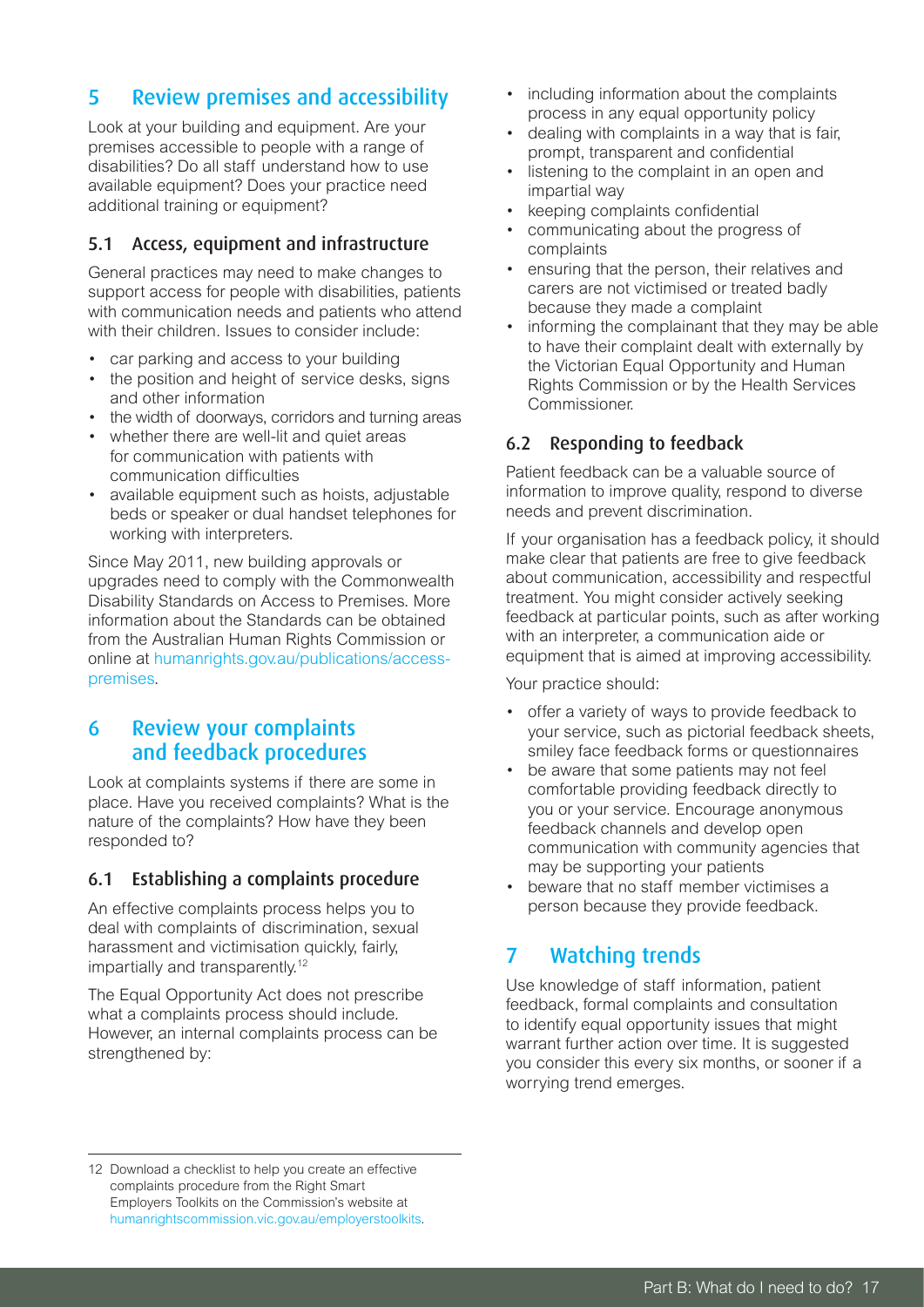## 5 Review premises and accessibility

Look at your building and equipment. Are your premises accessible to people with a range of disabilities? Do all staff understand how to use available equipment? Does your practice need additional training or equipment?

### 5.1 Access, equipment and infrastructure

General practices may need to make changes to support access for people with disabilities, patients with communication needs and patients who attend with their children. Issues to consider include:

- car parking and access to your building
- the position and height of service desks, signs and other information
- the width of doorways, corridors and turning areas
- whether there are well-lit and quiet areas for communication with patients with communication difficulties
- available equipment such as hoists, adjustable beds or speaker or dual handset telephones for working with interpreters.

Since May 2011, new building approvals or upgrades need to comply with the Commonwealth Disability Standards on Access to Premises. More information about the Standards can be obtained from the Australian Human Rights Commission or online at humanrights.gov.au/publications/access-premises.

## 6 Review your complaints and feedback procedures

Look at complaints systems if there are some in place. Have you received complaints? What is the nature of the complaints? How have they been responded to?

### 6.1 Establishing a complaints procedure

An effective complaints process helps you to deal with complaints of discrimination, sexual harassment and victimisation quickly, fairly, impartially and transparently.[12]

The Equal Opportunity Act does not prescribe what a complaints process should include. However, an internal complaints process can be strengthened by:

- including information about the complaints process in any equal opportunity policy
- dealing with complaints in a way that is fair, prompt, transparent and confidential
- listening to the complaint in an open and impartial way
- keeping complaints confidential
- communicating about the progress of complaints
- ensuring that the person, their relatives and carers are not victimised or treated badly because they made a complaint
- informing the complainant that they may be able to have their complaint dealt with externally by the Victorian Equal Opportunity and Human Rights Commission or by the Health Services Commissioner.

### 6.2 Responding to feedback

Patient feedback can be a valuable source of information to improve quality, respond to diverse needs and prevent discrimination.

If your organisation has a feedback policy, it should make clear that patients are free to give feedback about communication, accessibility and respectful treatment. You might consider actively seeking feedback at particular points, such as after working with an interpreter, a communication aide or equipment that is aimed at improving accessibility.

Your practice should:

- offer a variety of ways to provide feedback to your service, such as pictorial feedback sheets, smiley face feedback forms or questionnaires
- be aware that some patients may not feel comfortable providing feedback directly to you or your service. Encourage anonymous feedback channels and develop open communication with community agencies that may be supporting your patients
- beware that no staff member victimises a person because they provide feedback.

## 7 Watching trends

Use knowledge of staff information, patient feedback, formal complaints and consultation to identify equal opportunity issues that might warrant further action over time. It is suggested you consider this every six months, or sooner if a worrying trend emerges.

---

12 Download a checklist to help you create an effective complaints procedure from the Right Smart Employers Toolkits on the Commission's website at humanrightscommission.vic.gov.au/employerstoolkits.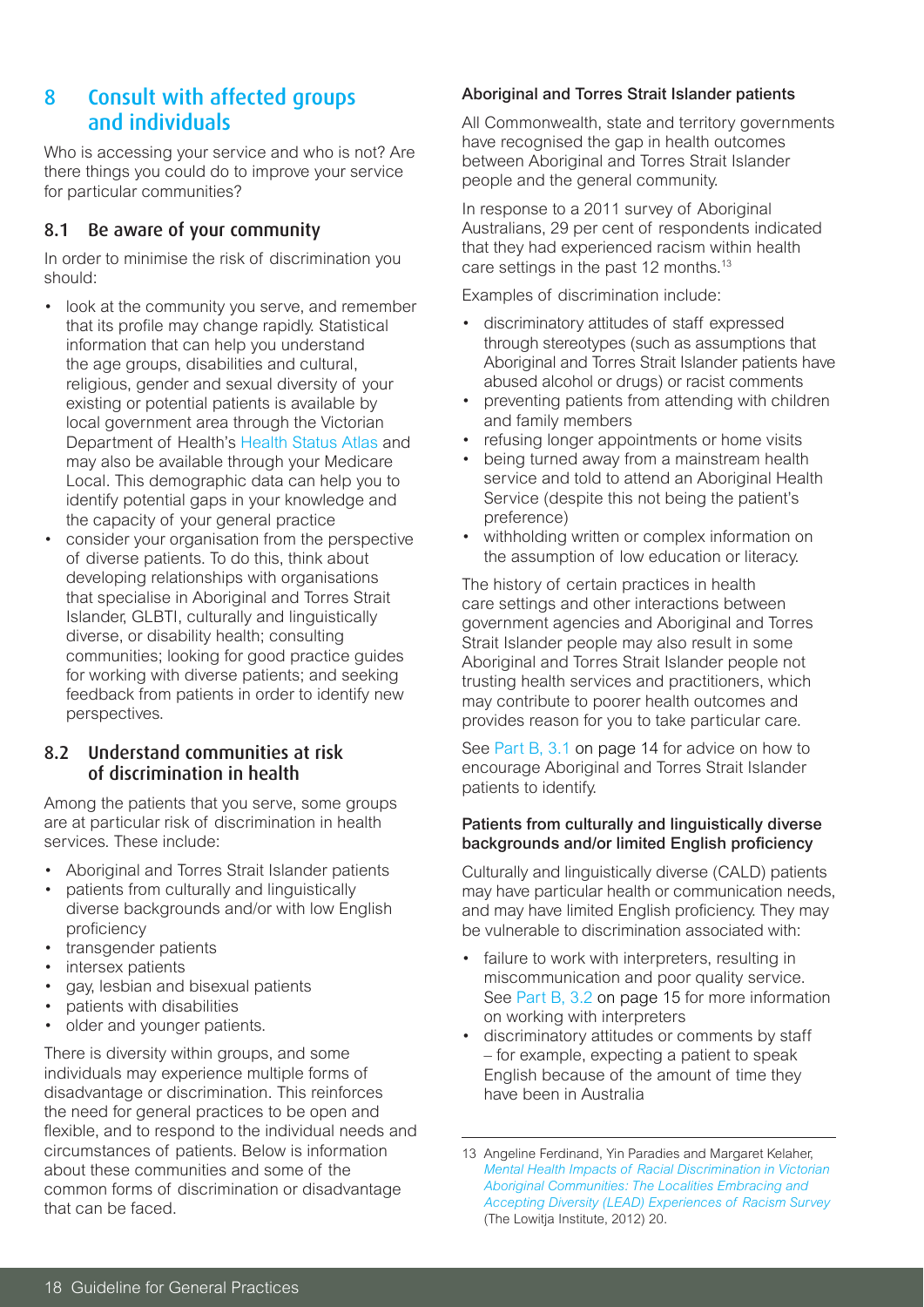## 8 Consult with affected groups and individuals

Who is accessing your service and who is not? Are there things you could do to improve your service for particular communities?

### 8.1 Be aware of your community

In order to minimise the risk of discrimination you should:

- look at the community you serve, and remember that its profile may change rapidly. Statistical information that can help you understand the age groups, disabilities and cultural, religious, gender and sexual diversity of your existing or potential patients is available by local government area through the Victorian Department of Health's Health Status Atlas and may also be available through your Medicare Local. This demographic data can help you to identify potential gaps in your knowledge and the capacity of your general practice
- consider your organisation from the perspective of diverse patients. To do this, think about developing relationships with organisations that specialise in Aboriginal and Torres Strait Islander, GLBTI, culturally and linguistically diverse, or disability health; consulting communities; looking for good practice guides for working with diverse patients; and seeking feedback from patients in order to identify new perspectives.

### 8.2 Understand communities at risk of discrimination in health

Among the patients that you serve, some groups are at particular risk of discrimination in health services. These include:

- Aboriginal and Torres Strait Islander patients
- patients from culturally and linguistically diverse backgrounds and/or with low English proficiency
- transgender patients
- intersex patients
- gay, lesbian and bisexual patients
- patients with disabilities
- older and younger patients.

There is diversity within groups, and some individuals may experience multiple forms of disadvantage or discrimination. This reinforces the need for general practices to be open and flexible, and to respond to the individual needs and circumstances of patients. Below is information about these communities and some of the common forms of discrimination or disadvantage that can be faced.

#### Aboriginal and Torres Strait Islander patients

All Commonwealth, state and territory governments have recognised the gap in health outcomes between Aboriginal and Torres Strait Islander people and the general community.

In response to a 2011 survey of Aboriginal Australians, 29 per cent of respondents indicated that they had experienced racism within health care settings in the past 12 months.[13]

Examples of discrimination include:

- discriminatory attitudes of staff expressed through stereotypes (such as assumptions that Aboriginal and Torres Strait Islander patients have abused alcohol or drugs) or racist comments
- preventing patients from attending with children and family members
- refusing longer appointments or home visits
- being turned away from a mainstream health service and told to attend an Aboriginal Health Service (despite this not being the patient's preference)
- withholding written or complex information on the assumption of low education or literacy.

The history of certain practices in health care settings and other interactions between government agencies and Aboriginal and Torres Strait Islander people may also result in some Aboriginal and Torres Strait Islander people not trusting health services and practitioners, which may contribute to poorer health outcomes and provides reason for you to take particular care.

See Part B, 3.1 on page 14 for advice on how to encourage Aboriginal and Torres Strait Islander patients to identify.

#### Patients from culturally and linguistically diverse backgrounds and/or limited English proficiency

Culturally and linguistically diverse (CALD) patients may have particular health or communication needs, and may have limited English proficiency. They may be vulnerable to discrimination associated with:

- failure to work with interpreters, resulting in miscommunication and poor quality service. See Part B, 3.2 on page 15 for more information on working with interpreters
- discriminatory attitudes or comments by staff – for example, expecting a patient to speak English because of the amount of time they have been in Australia

---

13 Angeline Ferdinand, Yin Paradies and Margaret Kelaher, *Mental Health Impacts of Racial Discrimination in Victorian Aboriginal Communities: The Localities Embracing and Accepting Diversity (LEAD) Experiences of Racism Survey* (The Lowitja Institute, 2012) 20.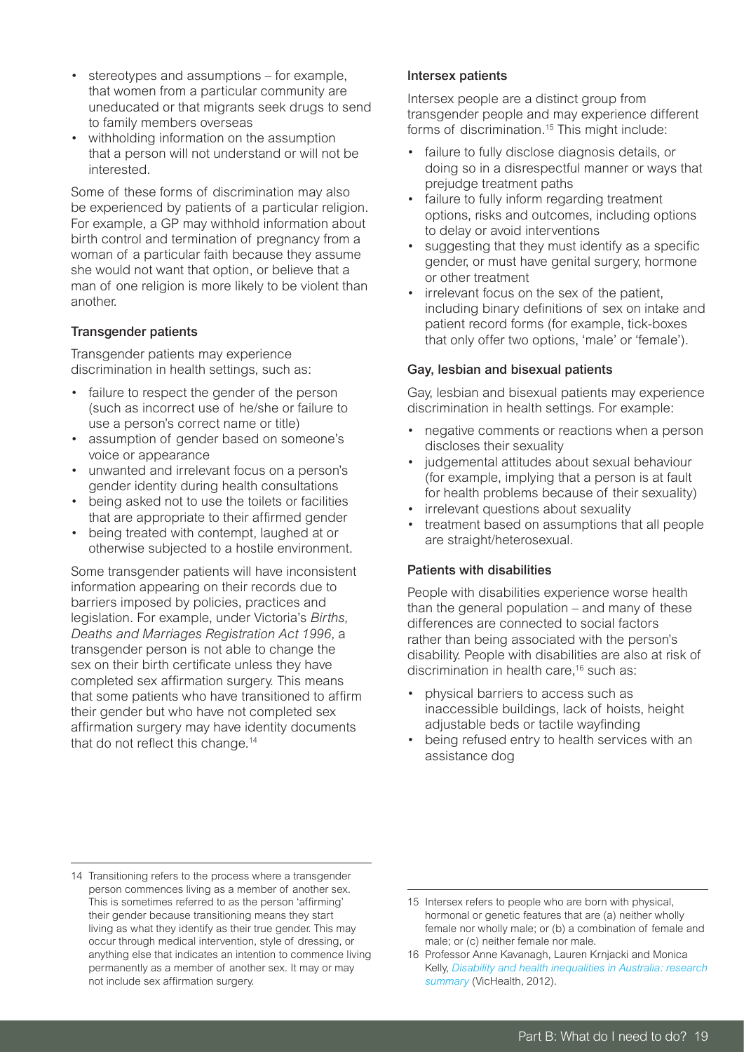- stereotypes and assumptions – for example, that women from a particular community are uneducated or that migrants seek drugs to send to family members overseas
- withholding information on the assumption that a person will not understand or will not be interested.

Some of these forms of discrimination may also be experienced by patients of a particular religion. For example, a GP may withhold information about birth control and termination of pregnancy from a woman of a particular faith because they assume she would not want that option, or believe that a man of one religion is more likely to be violent than another.

#### Transgender patients

Transgender patients may experience discrimination in health settings, such as:

- failure to respect the gender of the person (such as incorrect use of he/she or failure to use a person's correct name or title)
- assumption of gender based on someone's voice or appearance
- unwanted and irrelevant focus on a person's gender identity during health consultations
- being asked not to use the toilets or facilities that are appropriate to their affirmed gender
- being treated with contempt, laughed at or otherwise subjected to a hostile environment.

Some transgender patients will have inconsistent information appearing on their records due to barriers imposed by policies, practices and legislation. For example, under Victoria's *Births, Deaths and Marriages Registration Act 1996*, a transgender person is not able to change the sex on their birth certificate unless they have completed sex affirmation surgery. This means that some patients who have transitioned to affirm their gender but who have not completed sex affirmation surgery may have identity documents that do not reflect this change.[14]

#### Intersex patients

Intersex people are a distinct group from transgender people and may experience different forms of discrimination.[15] This might include:

- failure to fully disclose diagnosis details, or doing so in a disrespectful manner or ways that prejudge treatment paths
- failure to fully inform regarding treatment options, risks and outcomes, including options to delay or avoid interventions
- suggesting that they must identify as a specific gender, or must have genital surgery, hormone or other treatment
- irrelevant focus on the sex of the patient, including binary definitions of sex on intake and patient record forms (for example, tick-boxes that only offer two options, 'male' or 'female').

#### Gay, lesbian and bisexual patients

Gay, lesbian and bisexual patients may experience discrimination in health settings. For example:

- negative comments or reactions when a person discloses their sexuality
- judgemental attitudes about sexual behaviour (for example, implying that a person is at fault for health problems because of their sexuality)
- irrelevant questions about sexuality
- treatment based on assumptions that all people are straight/heterosexual.

#### Patients with disabilities

People with disabilities experience worse health than the general population – and many of these differences are connected to social factors rather than being associated with the person's disability. People with disabilities are also at risk of discrimination in health care,[16] such as:

- physical barriers to access such as inaccessible buildings, lack of hoists, height adjustable beds or tactile wayfinding
- being refused entry to health services with an assistance dog

---

14 Transitioning refers to the process where a transgender person commences living as a member of another sex. This is sometimes referred to as the person 'affirming' their gender because transitioning means they start living as what they identify as their true gender. This may occur through medical intervention, style of dressing, or anything else that indicates an intention to commence living permanently as a member of another sex. It may or may not include sex affirmation surgery.

15 Intersex refers to people who are born with physical, hormonal or genetic features that are (a) neither wholly female nor wholly male; or (b) a combination of female and male; or (c) neither female nor male.

16 Professor Anne Kavanagh, Lauren Krnjacki and Monica Kelly, *Disability and health inequalities in Australia: research summary* (VicHealth, 2012).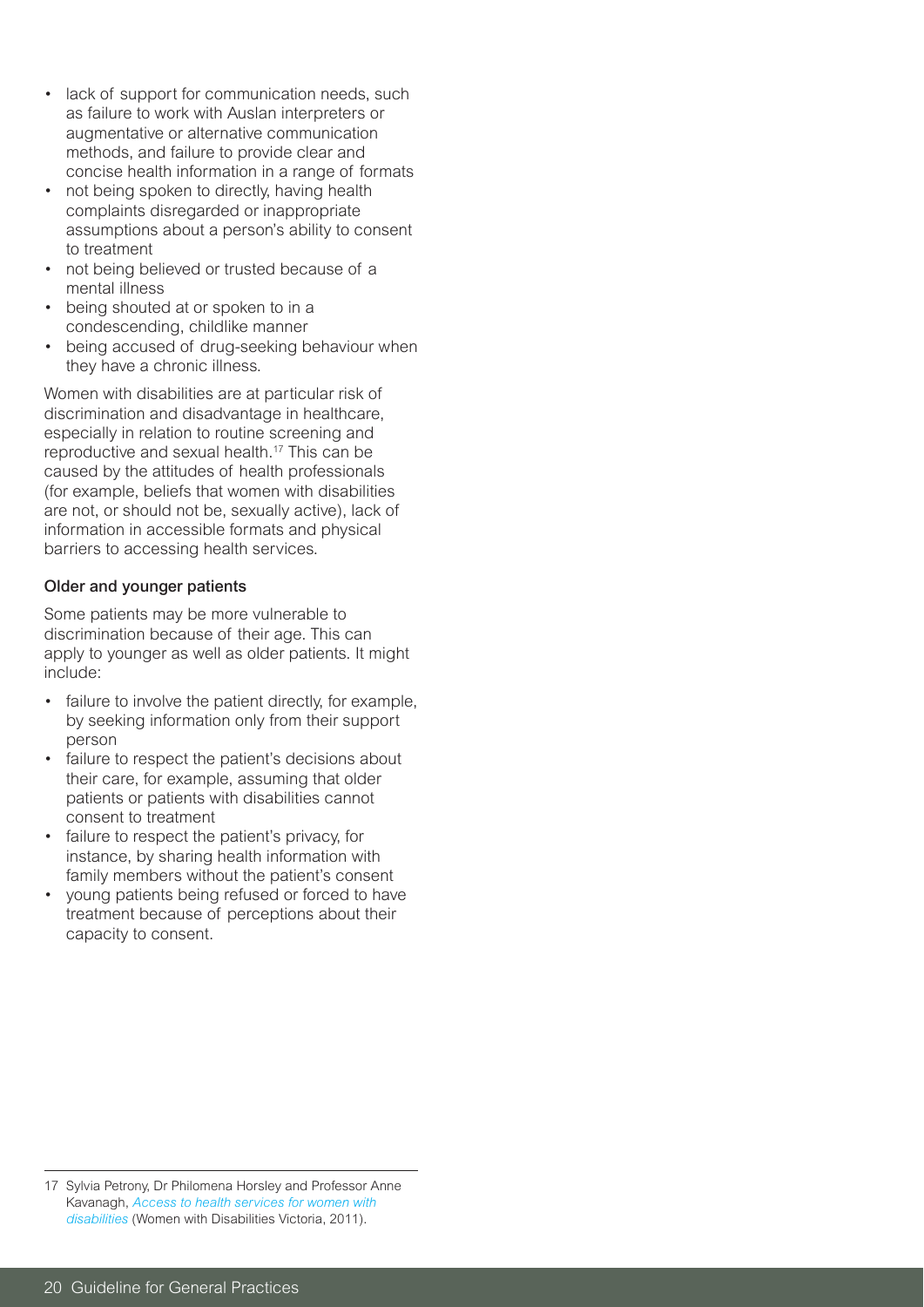- lack of support for communication needs, such as failure to work with Auslan interpreters or augmentative or alternative communication methods, and failure to provide clear and concise health information in a range of formats
- not being spoken to directly, having health complaints disregarded or inappropriate assumptions about a person's ability to consent to treatment
- not being believed or trusted because of a mental illness
- being shouted at or spoken to in a condescending, childlike manner
- being accused of drug-seeking behaviour when they have a chronic illness.

Women with disabilities are at particular risk of discrimination and disadvantage in healthcare, especially in relation to routine screening and reproductive and sexual health.[17] This can be caused by the attitudes of health professionals (for example, beliefs that women with disabilities are not, or should not be, sexually active), lack of information in accessible formats and physical barriers to accessing health services.

#### Older and younger patients

Some patients may be more vulnerable to discrimination because of their age. This can apply to younger as well as older patients. It might include:

- failure to involve the patient directly, for example, by seeking information only from their support person
- failure to respect the patient's decisions about their care, for example, assuming that older patients or patients with disabilities cannot consent to treatment
- failure to respect the patient's privacy, for instance, by sharing health information with family members without the patient's consent
- young patients being refused or forced to have treatment because of perceptions about their capacity to consent.

---

17 Sylvia Petrony, Dr Philomena Horsley and Professor Anne Kavanagh, *Access to health services for women with disabilities* (Women with Disabilities Victoria, 2011).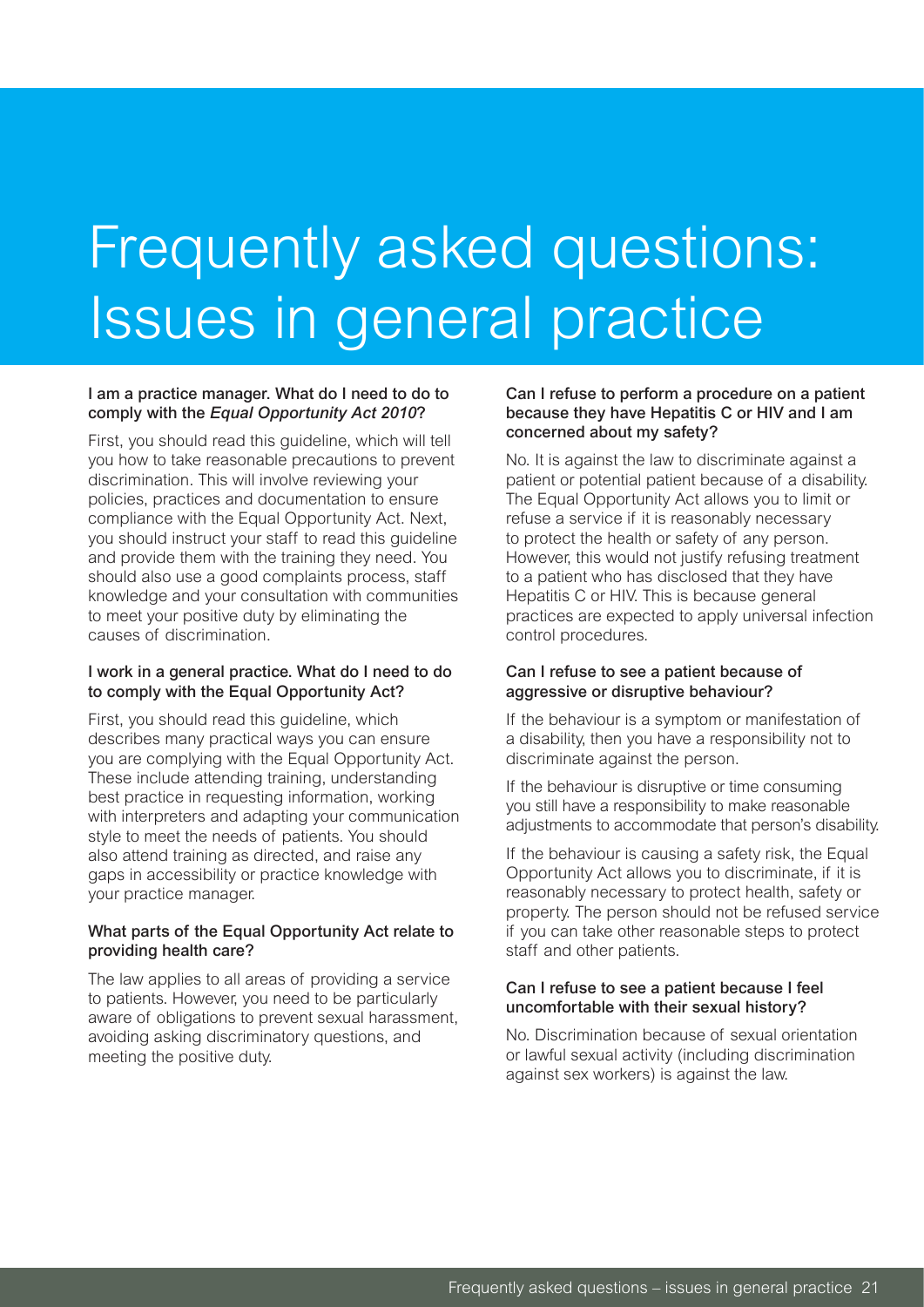# Frequently asked questions: Issues in general practice

### I am a practice manager. What do I need to do to comply with the *Equal Opportunity Act 2010*?

First, you should read this guideline, which will tell you how to take reasonable precautions to prevent discrimination. This will involve reviewing your policies, practices and documentation to ensure compliance with the Equal Opportunity Act. Next, you should instruct your staff to read this guideline and provide them with the training they need. You should also use a good complaints process, staff knowledge and your consultation with communities to meet your positive duty by eliminating the causes of discrimination.

### I work in a general practice. What do I need to do to comply with the Equal Opportunity Act?

First, you should read this guideline, which describes many practical ways you can ensure you are complying with the Equal Opportunity Act. These include attending training, understanding best practice in requesting information, working with interpreters and adapting your communication style to meet the needs of patients. You should also attend training as directed, and raise any gaps in accessibility or practice knowledge with your practice manager.

### What parts of the Equal Opportunity Act relate to providing health care?

The law applies to all areas of providing a service to patients. However, you need to be particularly aware of obligations to prevent sexual harassment, avoiding asking discriminatory questions, and meeting the positive duty.

### Can I refuse to perform a procedure on a patient because they have Hepatitis C or HIV and I am concerned about my safety?

No. It is against the law to discriminate against a patient or potential patient because of a disability. The Equal Opportunity Act allows you to limit or refuse a service if it is reasonably necessary to protect the health or safety of any person. However, this would not justify refusing treatment to a patient who has disclosed that they have Hepatitis C or HIV. This is because general practices are expected to apply universal infection control procedures.

### Can I refuse to see a patient because of aggressive or disruptive behaviour?

If the behaviour is a symptom or manifestation of a disability, then you have a responsibility not to discriminate against the person.

If the behaviour is disruptive or time consuming you still have a responsibility to make reasonable adjustments to accommodate that person's disability.

If the behaviour is causing a safety risk, the Equal Opportunity Act allows you to discriminate, if it is reasonably necessary to protect health, safety or property. The person should not be refused service if you can take other reasonable steps to protect staff and other patients.

### Can I refuse to see a patient because I feel uncomfortable with their sexual history?

No. Discrimination because of sexual orientation or lawful sexual activity (including discrimination against sex workers) is against the law.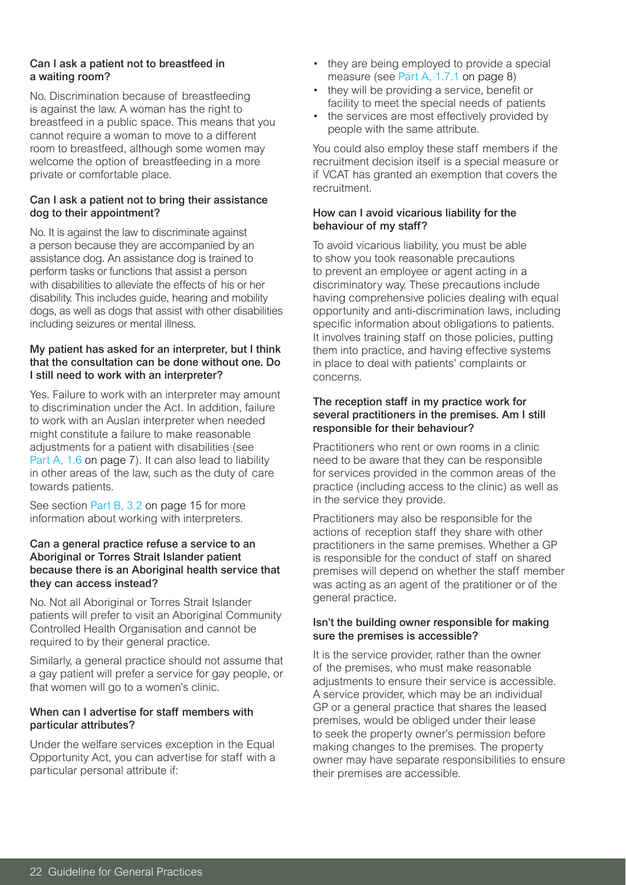### Can I ask a patient not to breastfeed in a waiting room?

No. Discrimination because of breastfeeding is against the law. A woman has the right to breastfeed in a public space. This means that you cannot require a woman to move to a different room to breastfeed, although some women may welcome the option of breastfeeding in a more private or comfortable place.

### Can I ask a patient not to bring their assistance dog to their appointment?

No. It is against the law to discriminate against a person because they are accompanied by an assistance dog. An assistance dog is trained to perform tasks or functions that assist a person with disabilities to alleviate the effects of his or her disability. This includes guide, hearing and mobility dogs, as well as dogs that assist with other disabilities including seizures or mental illness.

### My patient has asked for an interpreter, but I think that the consultation can be done without one. Do I still need to work with an interpreter?

Yes. Failure to work with an interpreter may amount to discrimination under the Act. In addition, failure to work with an Auslan interpreter when needed might constitute a failure to make reasonable adjustments for a patient with disabilities (see Part A, 1.6 on page 7). It can also lead to liability in other areas of the law, such as the duty of care towards patients.

See section Part B, 3.2 on page 15 for more information about working with interpreters.

### Can a general practice refuse a service to an Aboriginal or Torres Strait Islander patient because there is an Aboriginal health service that they can access instead?

No. Not all Aboriginal or Torres Strait Islander patients will prefer to visit an Aboriginal Community Controlled Health Organisation and cannot be required to by their general practice.

Similarly, a general practice should not assume that a gay patient will prefer a service for gay people, or that women will go to a women's clinic.

### When can I advertise for staff members with particular attributes?

Under the welfare services exception in the Equal Opportunity Act, you can advertise for staff with a particular personal attribute if:

- they are being employed to provide a special measure (see Part A, 1.7.1 on page 8)
- they will be providing a service, benefit or facility to meet the special needs of patients
- the services are most effectively provided by people with the same attribute.

You could also employ these staff members if the recruitment decision itself is a special measure or if VCAT has granted an exemption that covers the recruitment.

### How can I avoid vicarious liability for the behaviour of my staff?

To avoid vicarious liability, you must be able to show you took reasonable precautions to prevent an employee or agent acting in a discriminatory way. These precautions include having comprehensive policies dealing with equal opportunity and anti-discrimination laws, including specific information about obligations to patients. It involves training staff on those policies, putting them into practice, and having effective systems in place to deal with patients' complaints or concerns.

### The reception staff in my practice work for several practitioners in the premises. Am I still responsible for their behaviour?

Practitioners who rent or own rooms in a clinic need to be aware that they can be responsible for services provided in the common areas of the practice (including access to the clinic) as well as in the service they provide.

Practitioners may also be responsible for the actions of reception staff they share with other practitioners in the same premises. Whether a GP is responsible for the conduct of staff on shared premises will depend on whether the staff member was acting as an agent of the pratitioner or of the general practice.

### Isn't the building owner responsible for making sure the premises is accessible?

It is the service provider, rather than the owner of the premises, who must make reasonable adjustments to ensure their service is accessible. A service provider, which may be an individual GP or a general practice that shares the leased premises, would be obliged under their lease to seek the property owner's permission before making changes to the premises. The property owner may have separate responsibilities to ensure their premises are accessible.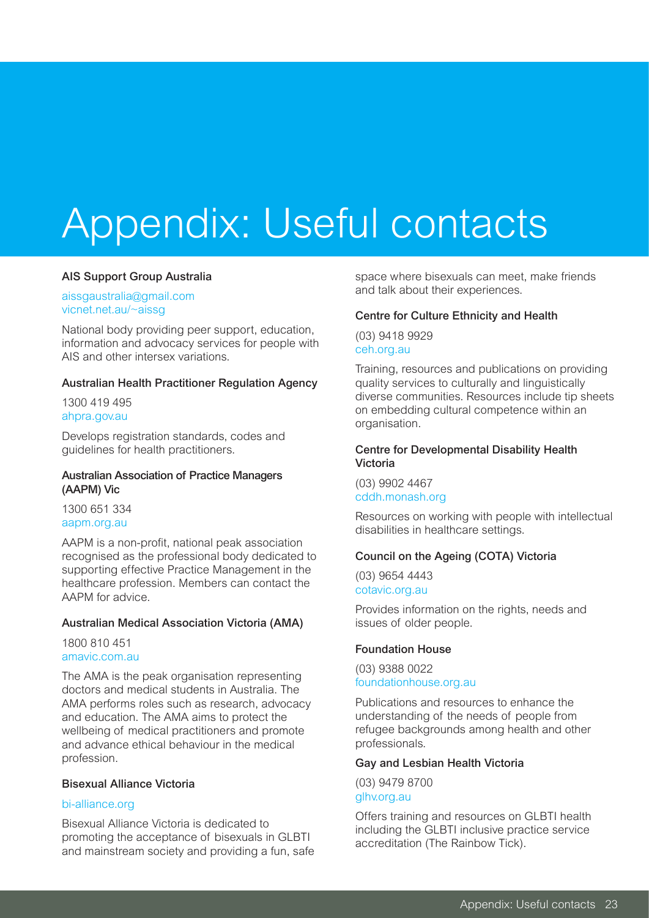# Appendix: Useful contacts

### AIS Support Group Australia

aissgaustralia@gmail.com
vicnet.net.au/~aissg

National body providing peer support, education, information and advocacy services for people with AIS and other intersex variations.

### Australian Health Practitioner Regulation Agency

1300 419 495
ahpra.gov.au

Develops registration standards, codes and guidelines for health practitioners.

### Australian Association of Practice Managers (AAPM) Vic

1300 651 334
aapm.org.au

AAPM is a non-profit, national peak association recognised as the professional body dedicated to supporting effective Practice Management in the healthcare profession. Members can contact the AAPM for advice.

### Australian Medical Association Victoria (AMA)

1800 810 451
amavic.com.au

The AMA is the peak organisation representing doctors and medical students in Australia. The AMA performs roles such as research, advocacy and education. The AMA aims to protect the wellbeing of medical practitioners and promote and advance ethical behaviour in the medical profession.

### Bisexual Alliance Victoria

bi-alliance.org

Bisexual Alliance Victoria is dedicated to promoting the acceptance of bisexuals in GLBTI and mainstream society and providing a fun, safe space where bisexuals can meet, make friends and talk about their experiences.

### Centre for Culture Ethnicity and Health

(03) 9418 9929
ceh.org.au

Training, resources and publications on providing quality services to culturally and linguistically diverse communities. Resources include tip sheets on embedding cultural competence within an organisation.

### Centre for Developmental Disability Health Victoria

(03) 9902 4467
cddh.monash.org

Resources on working with people with intellectual disabilities in healthcare settings.

### Council on the Ageing (COTA) Victoria

(03) 9654 4443
cotavic.org.au

Provides information on the rights, needs and issues of older people.

### Foundation House

(03) 9388 0022
foundationhouse.org.au

Publications and resources to enhance the understanding of the needs of people from refugee backgrounds among health and other professionals.

### Gay and Lesbian Health Victoria

(03) 9479 8700
glhv.org.au

Offers training and resources on GLBTI health including the GLBTI inclusive practice service accreditation (The Rainbow Tick).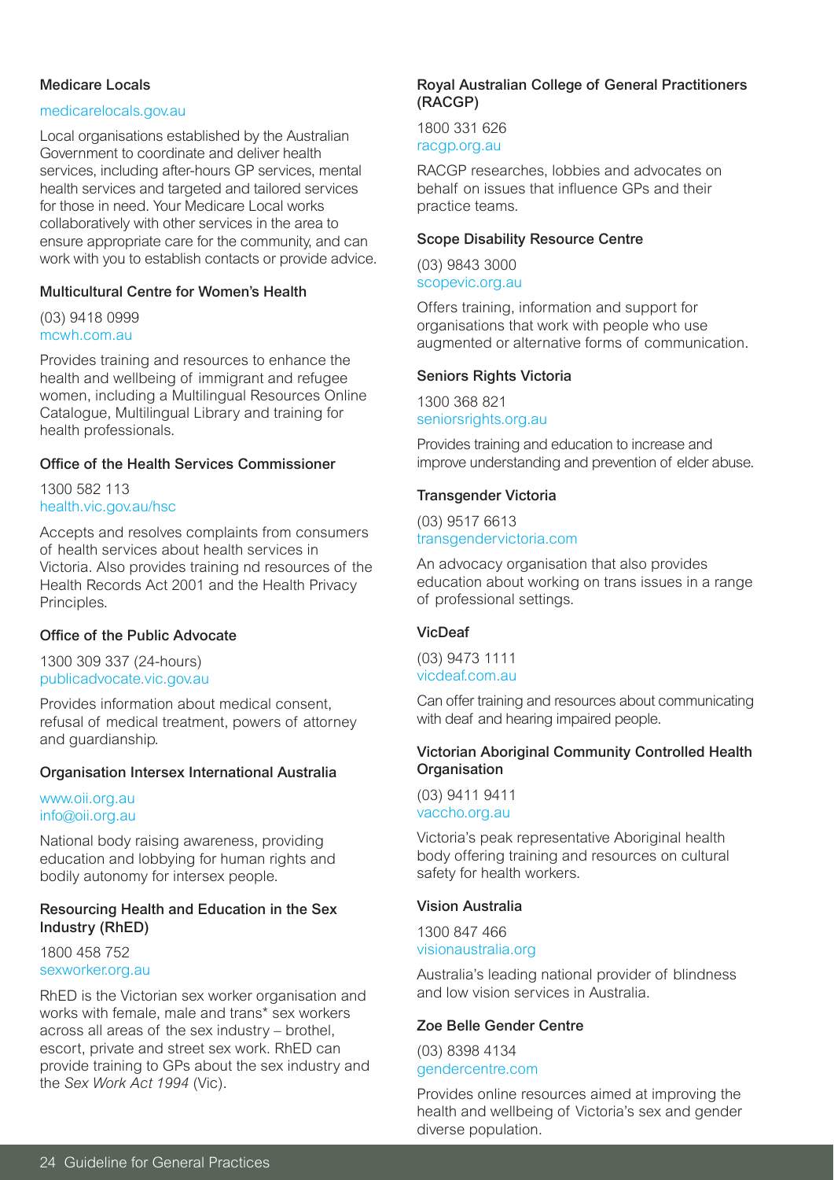### Medicare Locals

medicarelocals.gov.au

Local organisations established by the Australian Government to coordinate and deliver health services, including after-hours GP services, mental health services and targeted and tailored services for those in need. Your Medicare Local works collaboratively with other services in the area to ensure appropriate care for the community, and can work with you to establish contacts or provide advice.

### Multicultural Centre for Women's Health

(03) 9418 0999
mcwh.com.au

Provides training and resources to enhance the health and wellbeing of immigrant and refugee women, including a Multilingual Resources Online Catalogue, Multilingual Library and training for health professionals.

### Office of the Health Services Commissioner

1300 582 113
health.vic.gov.au/hsc

Accepts and resolves complaints from consumers of health services about health services in Victoria. Also provides training nd resources of the Health Records Act 2001 and the Health Privacy Principles.

### Office of the Public Advocate

1300 309 337 (24-hours)
publicadvocate.vic.gov.au

Provides information about medical consent, refusal of medical treatment, powers of attorney and guardianship.

### Organisation Intersex International Australia

www.oii.org.au
info@oii.org.au

National body raising awareness, providing education and lobbying for human rights and bodily autonomy for intersex people.

### Resourcing Health and Education in the Sex Industry (RhED)

1800 458 752
sexworker.org.au

RhED is the Victorian sex worker organisation and works with female, male and trans* sex workers across all areas of the sex industry – brothel, escort, private and street sex work. RhED can provide training to GPs about the sex industry and the *Sex Work Act 1994* (Vic).

### Royal Australian College of General Practitioners (RACGP)

1800 331 626
racgp.org.au

RACGP researches, lobbies and advocates on behalf on issues that influence GPs and their practice teams.

### Scope Disability Resource Centre

(03) 9843 3000
scopevic.org.au

Offers training, information and support for organisations that work with people who use augmented or alternative forms of communication.

### Seniors Rights Victoria

1300 368 821
seniorsrights.org.au

Provides training and education to increase and improve understanding and prevention of elder abuse.

### Transgender Victoria

(03) 9517 6613
transgendervictoria.com

An advocacy organisation that also provides education about working on trans issues in a range of professional settings.

### VicDeaf

(03) 9473 1111
vicdeaf.com.au

Can offer training and resources about communicating with deaf and hearing impaired people.

### Victorian Aboriginal Community Controlled Health Organisation

(03) 9411 9411
vaccho.org.au

Victoria's peak representative Aboriginal health body offering training and resources on cultural safety for health workers.

### Vision Australia

1300 847 466
visionaustralia.org

Australia's leading national provider of blindness and low vision services in Australia.

### Zoe Belle Gender Centre

(03) 8398 4134
gendercentre.com

Provides online resources aimed at improving the health and wellbeing of Victoria's sex and gender diverse population.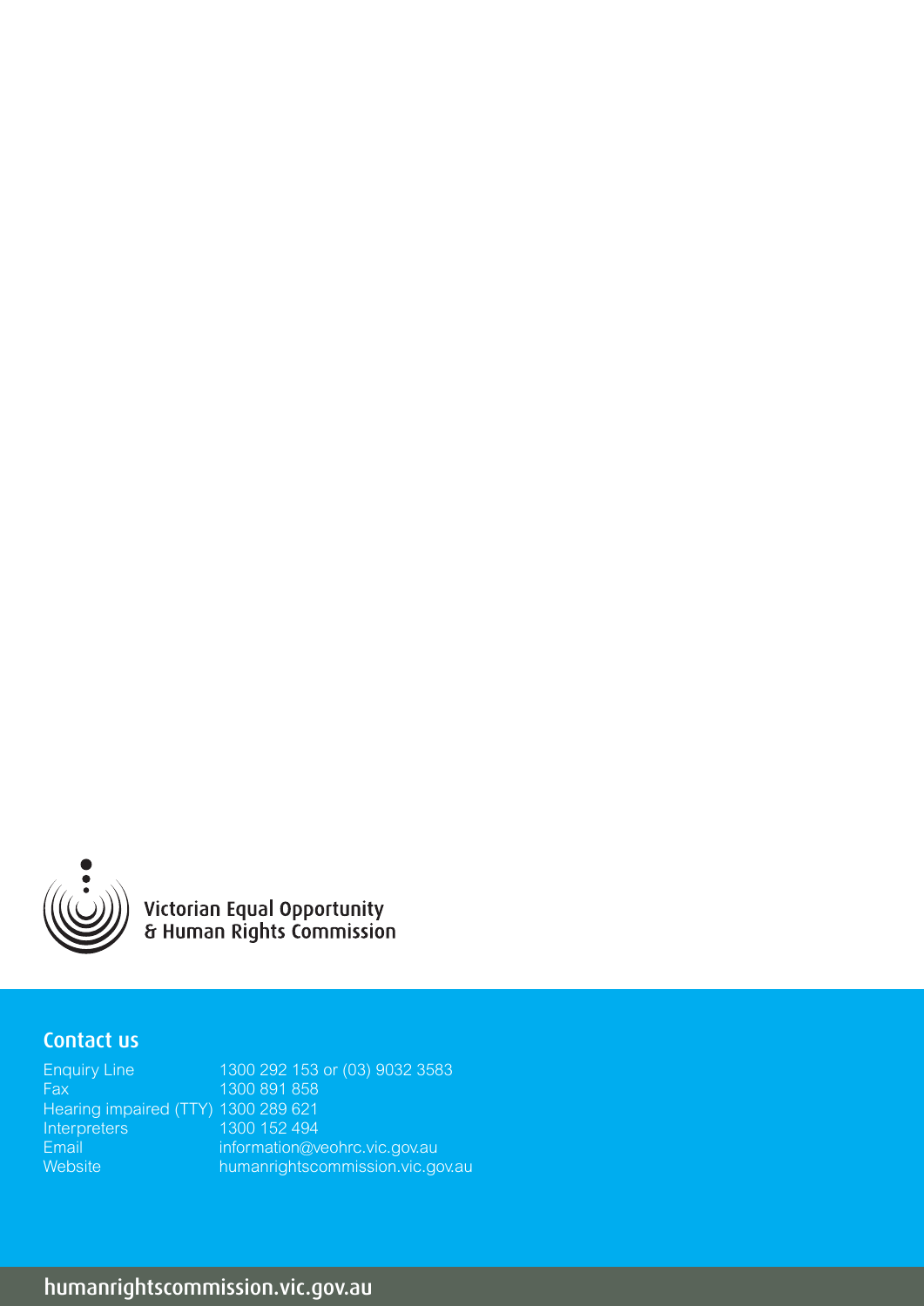Victorian Equal Opportunity
& Human Rights Commission

## Contact us

| | |
|---|---|
| Enquiry Line | 1300 292 153 or (03) 9032 3583 |
| Fax | 1300 891 858 |
| Hearing impaired (TTY) | 1300 289 621 |
| Interpreters | 1300 152 494 |
| Email | information@veohrc.vic.gov.au |
| Website | humanrightscommission.vic.gov.au |

humanrightscommission.vic.gov.au